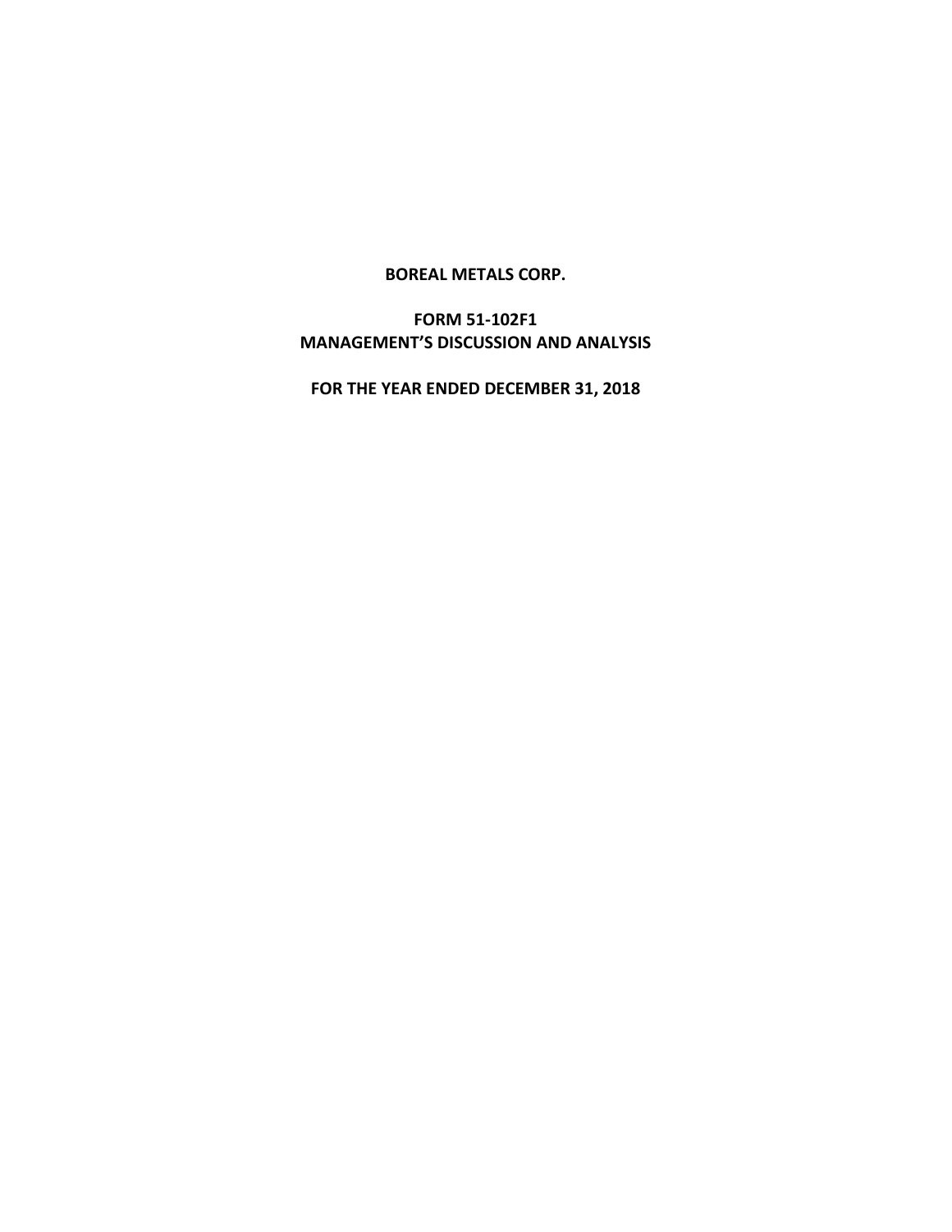# BOREAL METALS CORP.

## FORM 51-102F1
## MANAGEMENT'S DISCUSSION AND ANALYSIS

## FOR THE YEAR ENDED DECEMBER 31, 2018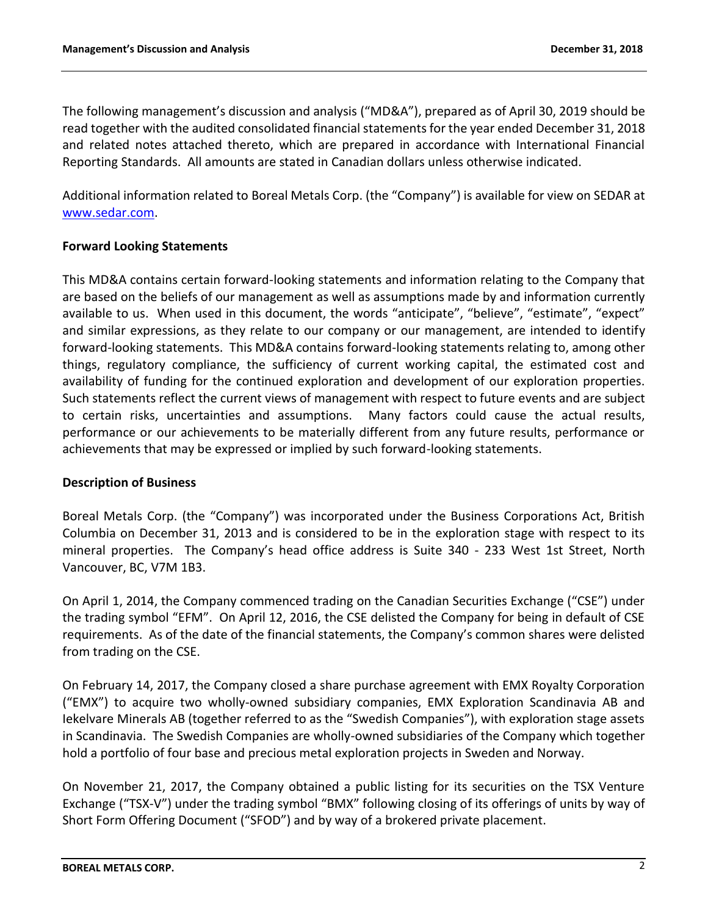The following management's discussion and analysis ("MD&A"), prepared as of April 30, 2019 should be read together with the audited consolidated financial statements for the year ended December 31, 2018 and related notes attached thereto, which are prepared in accordance with International Financial Reporting Standards. All amounts are stated in Canadian dollars unless otherwise indicated.

Additional information related to Boreal Metals Corp. (the "Company") is available for view on SEDAR at www.sedar.com.

**Forward Looking Statements**

This MD&A contains certain forward-looking statements and information relating to the Company that are based on the beliefs of our management as well as assumptions made by and information currently available to us. When used in this document, the words "anticipate", "believe", "estimate", "expect" and similar expressions, as they relate to our company or our management, are intended to identify forward-looking statements. This MD&A contains forward-looking statements relating to, among other things, regulatory compliance, the sufficiency of current working capital, the estimated cost and availability of funding for the continued exploration and development of our exploration properties. Such statements reflect the current views of management with respect to future events and are subject to certain risks, uncertainties and assumptions. Many factors could cause the actual results, performance or our achievements to be materially different from any future results, performance or achievements that may be expressed or implied by such forward-looking statements.

**Description of Business**

Boreal Metals Corp. (the "Company") was incorporated under the Business Corporations Act, British Columbia on December 31, 2013 and is considered to be in the exploration stage with respect to its mineral properties. The Company's head office address is Suite 340 - 233 West 1st Street, North Vancouver, BC, V7M 1B3.

On April 1, 2014, the Company commenced trading on the Canadian Securities Exchange ("CSE") under the trading symbol "EFM". On April 12, 2016, the CSE delisted the Company for being in default of CSE requirements. As of the date of the financial statements, the Company's common shares were delisted from trading on the CSE.

On February 14, 2017, the Company closed a share purchase agreement with EMX Royalty Corporation ("EMX") to acquire two wholly-owned subsidiary companies, EMX Exploration Scandinavia AB and Iekelvare Minerals AB (together referred to as the "Swedish Companies"), with exploration stage assets in Scandinavia. The Swedish Companies are wholly-owned subsidiaries of the Company which together hold a portfolio of four base and precious metal exploration projects in Sweden and Norway.

On November 21, 2017, the Company obtained a public listing for its securities on the TSX Venture Exchange ("TSX-V") under the trading symbol "BMX" following closing of its offerings of units by way of Short Form Offering Document ("SFOD") and by way of a brokered private placement.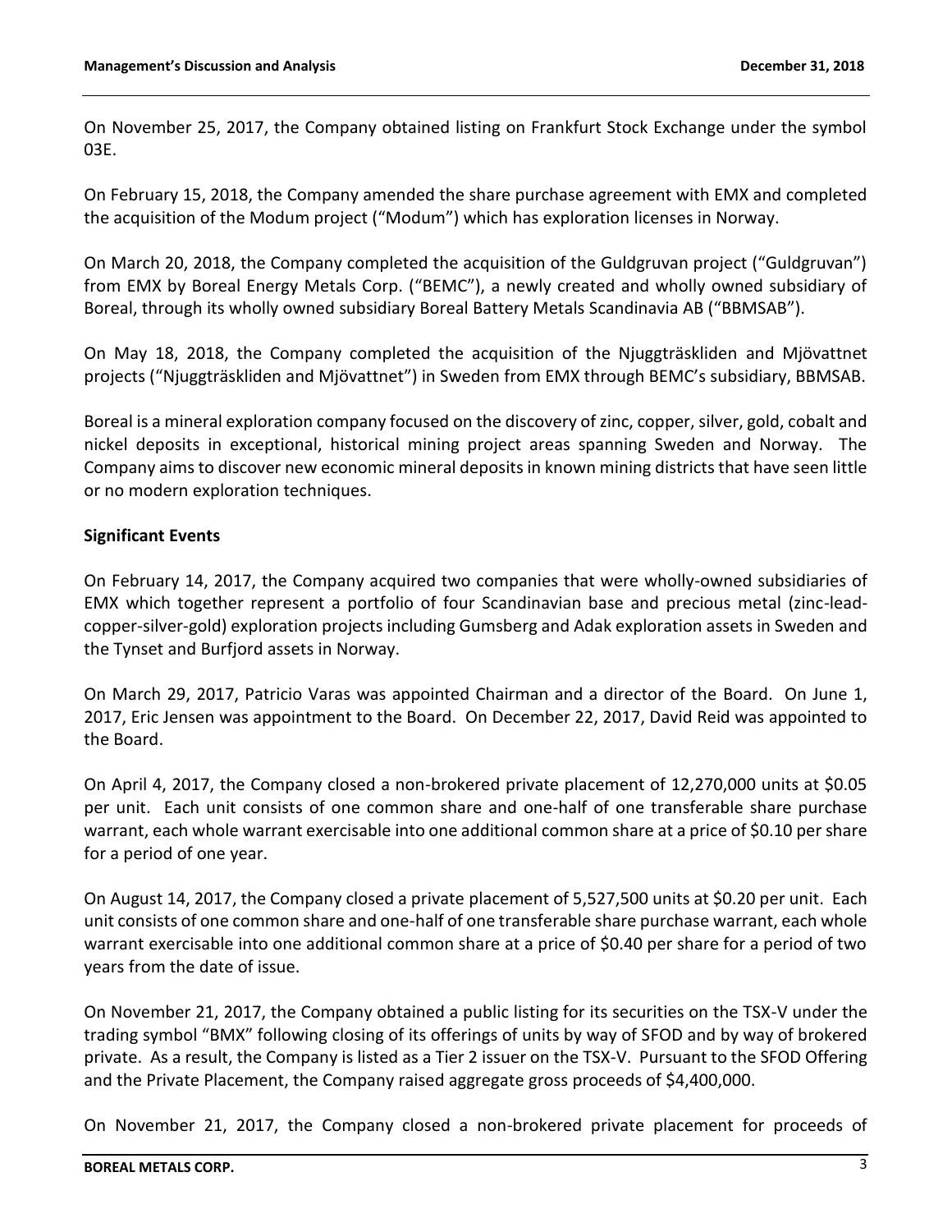On November 25, 2017, the Company obtained listing on Frankfurt Stock Exchange under the symbol 03E.

On February 15, 2018, the Company amended the share purchase agreement with EMX and completed the acquisition of the Modum project ("Modum") which has exploration licenses in Norway.

On March 20, 2018, the Company completed the acquisition of the Guldgruvan project ("Guldgruvan") from EMX by Boreal Energy Metals Corp. ("BEMC"), a newly created and wholly owned subsidiary of Boreal, through its wholly owned subsidiary Boreal Battery Metals Scandinavia AB ("BBMSAB").

On May 18, 2018, the Company completed the acquisition of the Njuggträskliden and Mjövattnet projects ("Njuggträskliden and Mjövattnet") in Sweden from EMX through BEMC's subsidiary, BBMSAB.

Boreal is a mineral exploration company focused on the discovery of zinc, copper, silver, gold, cobalt and nickel deposits in exceptional, historical mining project areas spanning Sweden and Norway. The Company aims to discover new economic mineral deposits in known mining districts that have seen little or no modern exploration techniques.

## Significant Events

On February 14, 2017, the Company acquired two companies that were wholly-owned subsidiaries of EMX which together represent a portfolio of four Scandinavian base and precious metal (zinc-lead-copper-silver-gold) exploration projects including Gumsberg and Adak exploration assets in Sweden and the Tynset and Burfjord assets in Norway.

On March 29, 2017, Patricio Varas was appointed Chairman and a director of the Board. On June 1, 2017, Eric Jensen was appointment to the Board. On December 22, 2017, David Reid was appointed to the Board.

On April 4, 2017, the Company closed a non-brokered private placement of 12,270,000 units at $0.05 per unit. Each unit consists of one common share and one-half of one transferable share purchase warrant, each whole warrant exercisable into one additional common share at a price of $0.10 per share for a period of one year.

On August 14, 2017, the Company closed a private placement of 5,527,500 units at $0.20 per unit. Each unit consists of one common share and one-half of one transferable share purchase warrant, each whole warrant exercisable into one additional common share at a price of $0.40 per share for a period of two years from the date of issue.

On November 21, 2017, the Company obtained a public listing for its securities on the TSX-V under the trading symbol "BMX" following closing of its offerings of units by way of SFOD and by way of brokered private. As a result, the Company is listed as a Tier 2 issuer on the TSX-V. Pursuant to the SFOD Offering and the Private Placement, the Company raised aggregate gross proceeds of $4,400,000.

On November 21, 2017, the Company closed a non-brokered private placement for proceeds of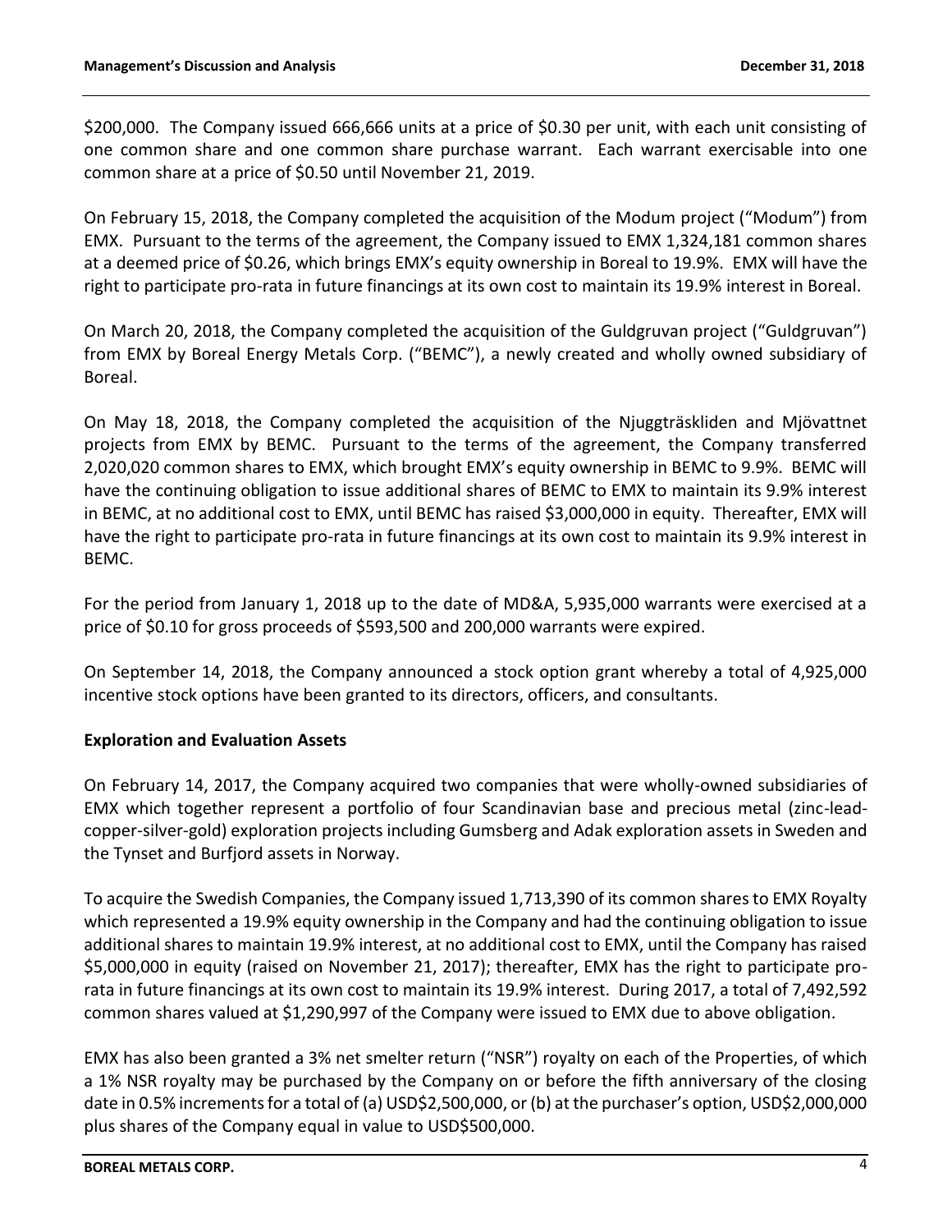$200,000. The Company issued 666,666 units at a price of $0.30 per unit, with each unit consisting of one common share and one common share purchase warrant. Each warrant exercisable into one common share at a price of $0.50 until November 21, 2019.

On February 15, 2018, the Company completed the acquisition of the Modum project ("Modum") from EMX. Pursuant to the terms of the agreement, the Company issued to EMX 1,324,181 common shares at a deemed price of $0.26, which brings EMX's equity ownership in Boreal to 19.9%. EMX will have the right to participate pro-rata in future financings at its own cost to maintain its 19.9% interest in Boreal.

On March 20, 2018, the Company completed the acquisition of the Guldgruvan project ("Guldgruvan") from EMX by Boreal Energy Metals Corp. ("BEMC"), a newly created and wholly owned subsidiary of Boreal.

On May 18, 2018, the Company completed the acquisition of the Njuggträskliden and Mjövattnet projects from EMX by BEMC. Pursuant to the terms of the agreement, the Company transferred 2,020,020 common shares to EMX, which brought EMX's equity ownership in BEMC to 9.9%. BEMC will have the continuing obligation to issue additional shares of BEMC to EMX to maintain its 9.9% interest in BEMC, at no additional cost to EMX, until BEMC has raised $3,000,000 in equity. Thereafter, EMX will have the right to participate pro-rata in future financings at its own cost to maintain its 9.9% interest in BEMC.

For the period from January 1, 2018 up to the date of MD&A, 5,935,000 warrants were exercised at a price of $0.10 for gross proceeds of $593,500 and 200,000 warrants were expired.

On September 14, 2018, the Company announced a stock option grant whereby a total of 4,925,000 incentive stock options have been granted to its directors, officers, and consultants.

## Exploration and Evaluation Assets

On February 14, 2017, the Company acquired two companies that were wholly-owned subsidiaries of EMX which together represent a portfolio of four Scandinavian base and precious metal (zinc-lead-copper-silver-gold) exploration projects including Gumsberg and Adak exploration assets in Sweden and the Tynset and Burfjord assets in Norway.

To acquire the Swedish Companies, the Company issued 1,713,390 of its common shares to EMX Royalty which represented a 19.9% equity ownership in the Company and had the continuing obligation to issue additional shares to maintain 19.9% interest, at no additional cost to EMX, until the Company has raised $5,000,000 in equity (raised on November 21, 2017); thereafter, EMX has the right to participate pro-rata in future financings at its own cost to maintain its 19.9% interest. During 2017, a total of 7,492,592 common shares valued at $1,290,997 of the Company were issued to EMX due to above obligation.

EMX has also been granted a 3% net smelter return ("NSR") royalty on each of the Properties, of which a 1% NSR royalty may be purchased by the Company on or before the fifth anniversary of the closing date in 0.5% increments for a total of (a) USD$2,500,000, or (b) at the purchaser's option, USD$2,000,000 plus shares of the Company equal in value to USD$500,000.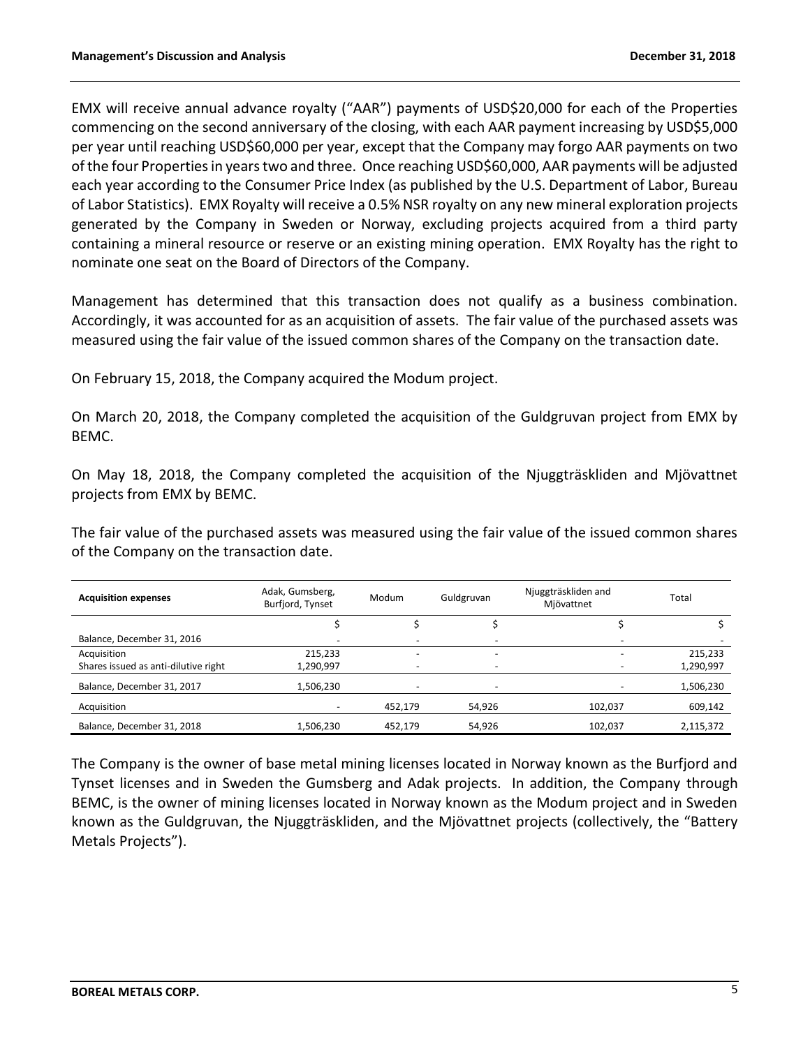EMX will receive annual advance royalty ("AAR") payments of USD$20,000 for each of the Properties commencing on the second anniversary of the closing, with each AAR payment increasing by USD$5,000 per year until reaching USD$60,000 per year, except that the Company may forgo AAR payments on two of the four Properties in years two and three. Once reaching USD$60,000, AAR payments will be adjusted each year according to the Consumer Price Index (as published by the U.S. Department of Labor, Bureau of Labor Statistics). EMX Royalty will receive a 0.5% NSR royalty on any new mineral exploration projects generated by the Company in Sweden or Norway, excluding projects acquired from a third party containing a mineral resource or reserve or an existing mining operation. EMX Royalty has the right to nominate one seat on the Board of Directors of the Company.

Management has determined that this transaction does not qualify as a business combination. Accordingly, it was accounted for as an acquisition of assets. The fair value of the purchased assets was measured using the fair value of the issued common shares of the Company on the transaction date.

On February 15, 2018, the Company acquired the Modum project.

On March 20, 2018, the Company completed the acquisition of the Guldgruvan project from EMX by BEMC.

On May 18, 2018, the Company completed the acquisition of the Njuggträskliden and Mjövattnet projects from EMX by BEMC.

The fair value of the purchased assets was measured using the fair value of the issued common shares of the Company on the transaction date.

| **Acquisition expenses** | Adak, Gumsberg, Burfjord, Tynset | Modum | Guldgruvan | Njuggträskliden and Mjövattnet | Total |
|---|---|---|---|---|---|
| | $ | $ | $ | $ | $ |
| Balance, December 31, 2016 | - | - | - | - | - |
| Acquisition | 215,233 | - | - | - | 215,233 |
| Shares issued as anti-dilutive right | 1,290,997 | - | - | - | 1,290,997 |
| Balance, December 31, 2017 | 1,506,230 | - | - | - | 1,506,230 |
| Acquisition | - | 452,179 | 54,926 | 102,037 | 609,142 |
| Balance, December 31, 2018 | 1,506,230 | 452,179 | 54,926 | 102,037 | 2,115,372 |

The Company is the owner of base metal mining licenses located in Norway known as the Burfjord and Tynset licenses and in Sweden the Gumsberg and Adak projects. In addition, the Company through BEMC, is the owner of mining licenses located in Norway known as the Modum project and in Sweden known as the Guldgruvan, the Njuggträskliden, and the Mjövattnet projects (collectively, the "Battery Metals Projects").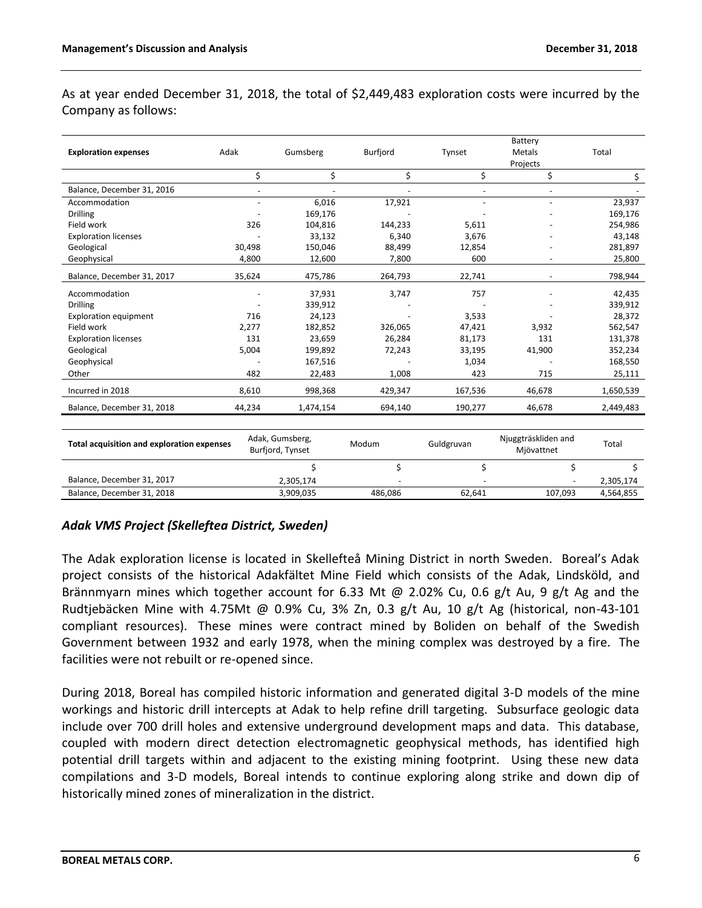As at year ended December 31, 2018, the total of $2,449,483 exploration costs were incurred by the Company as follows:

| Exploration expenses | Adak | Gumsberg | Burfjord | Tynset | Battery Metals Projects | Total |
|---|---|---|---|---|---|---|
| | $ | $ | $ | $ | $ | $ |
| Balance, December 31, 2016 | - | - | - | - | - | - |
| Accommodation | - | 6,016 | 17,921 | - | - | 23,937 |
| Drilling | - | 169,176 | - | - | - | 169,176 |
| Field work | 326 | 104,816 | 144,233 | 5,611 | - | 254,986 |
| Exploration licenses | - | 33,132 | 6,340 | 3,676 | - | 43,148 |
| Geological | 30,498 | 150,046 | 88,499 | 12,854 | - | 281,897 |
| Geophysical | 4,800 | 12,600 | 7,800 | 600 | - | 25,800 |
| Balance, December 31, 2017 | 35,624 | 475,786 | 264,793 | 22,741 | - | 798,944 |
| Accommodation | - | 37,931 | 3,747 | 757 | - | 42,435 |
| Drilling | - | 339,912 | - | - | - | 339,912 |
| Exploration equipment | 716 | 24,123 | - | 3,533 | - | 28,372 |
| Field work | 2,277 | 182,852 | 326,065 | 47,421 | 3,932 | 562,547 |
| Exploration licenses | 131 | 23,659 | 26,284 | 81,173 | 131 | 131,378 |
| Geological | 5,004 | 199,892 | 72,243 | 33,195 | 41,900 | 352,234 |
| Geophysical | - | 167,516 | - | 1,034 | - | 168,550 |
| Other | 482 | 22,483 | 1,008 | 423 | 715 | 25,111 |
| Incurred in 2018 | 8,610 | 998,368 | 429,347 | 167,536 | 46,678 | 1,650,539 |
| Balance, December 31, 2018 | 44,234 | 1,474,154 | 694,140 | 190,277 | 46,678 | 2,449,483 |

| Total acquisition and exploration expenses | Adak, Gumsberg, Burfjord, Tynset | Modum | Guldgruvan | Njuggträskliden and Mjövattnet | Total |
|---|---|---|---|---|---|
| | $ | $ | $ | $ | $ |
| Balance, December 31, 2017 | 2,305,174 | - | - | - | 2,305,174 |
| Balance, December 31, 2018 | 3,909,035 | 486,086 | 62,641 | 107,093 | 4,564,855 |

### *Adak VMS Project (Skelleftea District, Sweden)*

The Adak exploration license is located in Skellefteå Mining District in north Sweden. Boreal's Adak project consists of the historical Adakfältet Mine Field which consists of the Adak, Lindsköld, and Brännmyarn mines which together account for 6.33 Mt @ 2.02% Cu, 0.6 g/t Au, 9 g/t Ag and the Rudtjebäcken Mine with 4.75Mt @ 0.9% Cu, 3% Zn, 0.3 g/t Au, 10 g/t Ag (historical, non-43-101 compliant resources). These mines were contract mined by Boliden on behalf of the Swedish Government between 1932 and early 1978, when the mining complex was destroyed by a fire. The facilities were not rebuilt or re-opened since.

During 2018, Boreal has compiled historic information and generated digital 3-D models of the mine workings and historic drill intercepts at Adak to help refine drill targeting. Subsurface geologic data include over 700 drill holes and extensive underground development maps and data. This database, coupled with modern direct detection electromagnetic geophysical methods, has identified high potential drill targets within and adjacent to the existing mining footprint. Using these new data compilations and 3-D models, Boreal intends to continue exploring along strike and down dip of historically mined zones of mineralization in the district.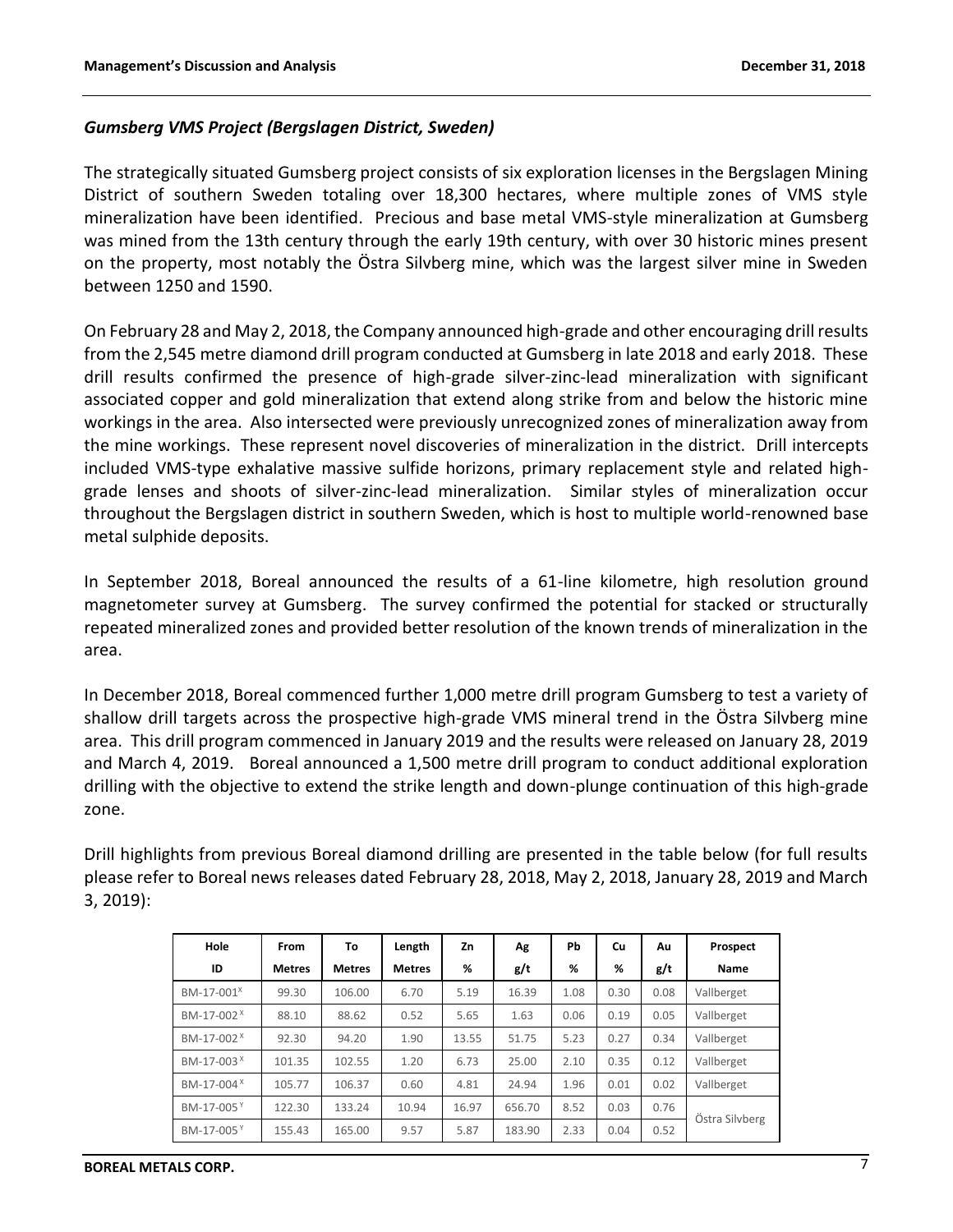### *Gumsberg VMS Project (Bergslagen District, Sweden)*

The strategically situated Gumsberg project consists of six exploration licenses in the Bergslagen Mining District of southern Sweden totaling over 18,300 hectares, where multiple zones of VMS style mineralization have been identified. Precious and base metal VMS-style mineralization at Gumsberg was mined from the 13th century through the early 19th century, with over 30 historic mines present on the property, most notably the Östra Silvberg mine, which was the largest silver mine in Sweden between 1250 and 1590.

On February 28 and May 2, 2018, the Company announced high-grade and other encouraging drill results from the 2,545 metre diamond drill program conducted at Gumsberg in late 2018 and early 2018. These drill results confirmed the presence of high-grade silver-zinc-lead mineralization with significant associated copper and gold mineralization that extend along strike from and below the historic mine workings in the area. Also intersected were previously unrecognized zones of mineralization away from the mine workings. These represent novel discoveries of mineralization in the district. Drill intercepts included VMS-type exhalative massive sulfide horizons, primary replacement style and related high-grade lenses and shoots of silver-zinc-lead mineralization. Similar styles of mineralization occur throughout the Bergslagen district in southern Sweden, which is host to multiple world-renowned base metal sulphide deposits.

In September 2018, Boreal announced the results of a 61-line kilometre, high resolution ground magnetometer survey at Gumsberg. The survey confirmed the potential for stacked or structurally repeated mineralized zones and provided better resolution of the known trends of mineralization in the area.

In December 2018, Boreal commenced further 1,000 metre drill program Gumsberg to test a variety of shallow drill targets across the prospective high-grade VMS mineral trend in the Östra Silvberg mine area. This drill program commenced in January 2019 and the results were released on January 28, 2019 and March 4, 2019. Boreal announced a 1,500 metre drill program to conduct additional exploration drilling with the objective to extend the strike length and down-plunge continuation of this high-grade zone.

Drill highlights from previous Boreal diamond drilling are presented in the table below (for full results please refer to Boreal news releases dated February 28, 2018, May 2, 2018, January 28, 2019 and March 3, 2019):

| Hole ID | From Metres | To Metres | Length Metres | Zn % | Ag g/t | Pb % | Cu % | Au g/t | Prospect Name |
|---|---|---|---|---|---|---|---|---|---|
| BM-17-001[X] | 99.30 | 106.00 | 6.70 | 5.19 | 16.39 | 1.08 | 0.30 | 0.08 | Vallberget |
| BM-17-002[X] | 88.10 | 88.62 | 0.52 | 5.65 | 1.63 | 0.06 | 0.19 | 0.05 | Vallberget |
| BM-17-002[X] | 92.30 | 94.20 | 1.90 | 13.55 | 51.75 | 5.23 | 0.27 | 0.34 | Vallberget |
| BM-17-003[X] | 101.35 | 102.55 | 1.20 | 6.73 | 25.00 | 2.10 | 0.35 | 0.12 | Vallberget |
| BM-17-004[X] | 105.77 | 106.37 | 0.60 | 4.81 | 24.94 | 1.96 | 0.01 | 0.02 | Vallberget |
| BM-17-005[Y] | 122.30 | 133.24 | 10.94 | 16.97 | 656.70 | 8.52 | 0.03 | 0.76 | Östra Silvberg |
| BM-17-005[Y] | 155.43 | 165.00 | 9.57 | 5.87 | 183.90 | 2.33 | 0.04 | 0.52 | |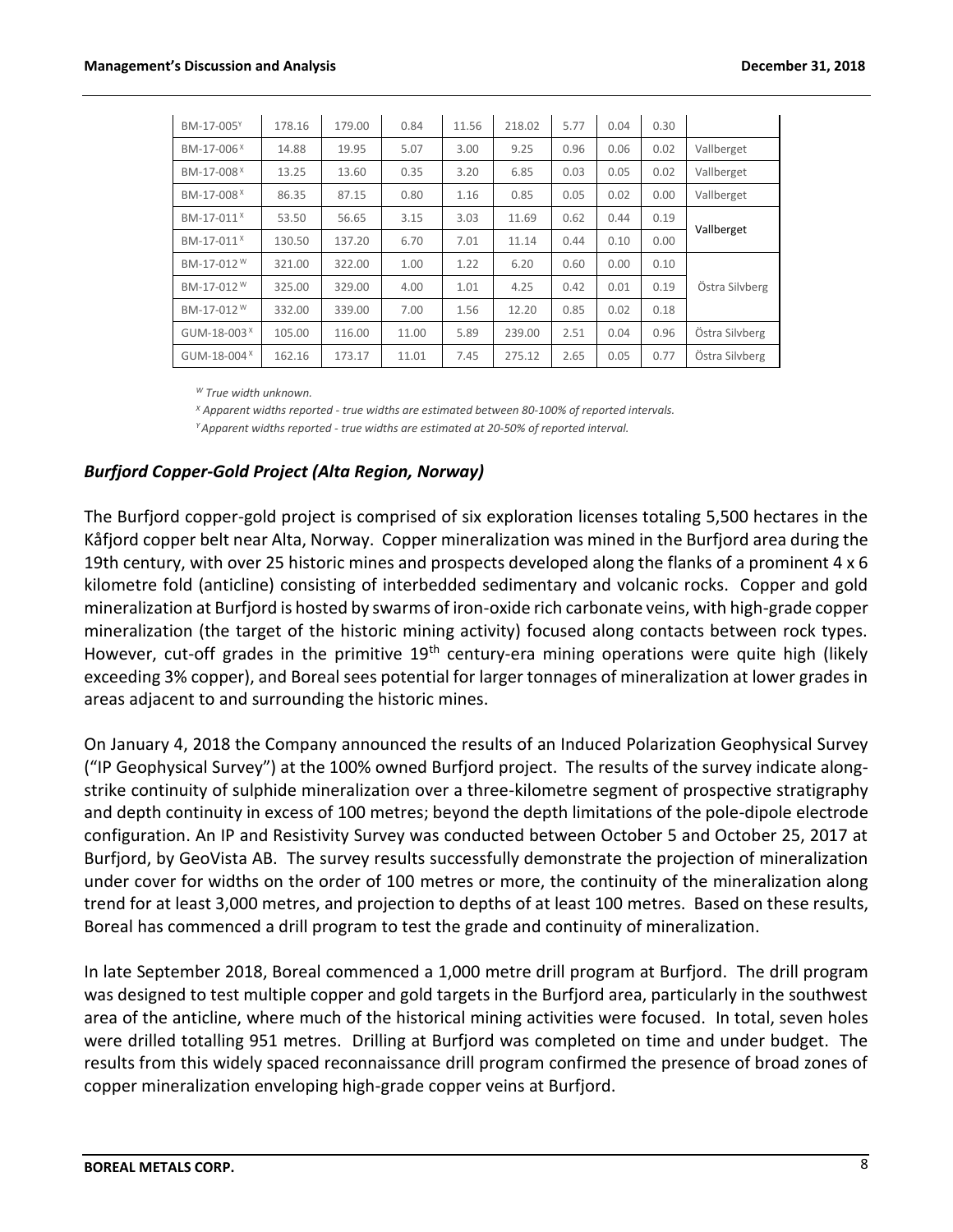| BM-17-005[Y] | 178.16 | 179.00 | 0.84 | 11.56 | 218.02 | 5.77 | 0.04 | 0.30 | |
|---|---|---|---|---|---|---|---|---|---|
| BM-17-006[X] | 14.88 | 19.95 | 5.07 | 3.00 | 9.25 | 0.96 | 0.06 | 0.02 | Vallberget |
| BM-17-008[X] | 13.25 | 13.60 | 0.35 | 3.20 | 6.85 | 0.03 | 0.05 | 0.02 | Vallberget |
| BM-17-008[X] | 86.35 | 87.15 | 0.80 | 1.16 | 0.85 | 0.05 | 0.02 | 0.00 | Vallberget |
| BM-17-011[X] | 53.50 | 56.65 | 3.15 | 3.03 | 11.69 | 0.62 | 0.44 | 0.19 | Vallberget |
| BM-17-011[X] | 130.50 | 137.20 | 6.70 | 7.01 | 11.14 | 0.44 | 0.10 | 0.00 | |
| BM-17-012[W] | 321.00 | 322.00 | 1.00 | 1.22 | 6.20 | 0.60 | 0.00 | 0.10 | |
| BM-17-012[W] | 325.00 | 329.00 | 4.00 | 1.01 | 4.25 | 0.42 | 0.01 | 0.19 | Östra Silvberg |
| BM-17-012[W] | 332.00 | 339.00 | 7.00 | 1.56 | 12.20 | 0.85 | 0.02 | 0.18 | |
| GUM-18-003[X] | 105.00 | 116.00 | 11.00 | 5.89 | 239.00 | 2.51 | 0.04 | 0.96 | Östra Silvberg |
| GUM-18-004[X] | 162.16 | 173.17 | 11.01 | 7.45 | 275.12 | 2.65 | 0.05 | 0.77 | Östra Silvberg |

*[W] True width unknown.*

*[X] Apparent widths reported - true widths are estimated between 80-100% of reported intervals.*

*[Y] Apparent widths reported - true widths are estimated at 20-50% of reported interval.*

### *Burfjord Copper-Gold Project (Alta Region, Norway)*

The Burfjord copper-gold project is comprised of six exploration licenses totaling 5,500 hectares in the Kåfjord copper belt near Alta, Norway. Copper mineralization was mined in the Burfjord area during the 19th century, with over 25 historic mines and prospects developed along the flanks of a prominent 4 x 6 kilometre fold (anticline) consisting of interbedded sedimentary and volcanic rocks. Copper and gold mineralization at Burfjord is hosted by swarms of iron-oxide rich carbonate veins, with high-grade copper mineralization (the target of the historic mining activity) focused along contacts between rock types. However, cut-off grades in the primitive 19th century-era mining operations were quite high (likely exceeding 3% copper), and Boreal sees potential for larger tonnages of mineralization at lower grades in areas adjacent to and surrounding the historic mines.

On January 4, 2018 the Company announced the results of an Induced Polarization Geophysical Survey ("IP Geophysical Survey") at the 100% owned Burfjord project. The results of the survey indicate along-strike continuity of sulphide mineralization over a three-kilometre segment of prospective stratigraphy and depth continuity in excess of 100 metres; beyond the depth limitations of the pole-dipole electrode configuration. An IP and Resistivity Survey was conducted between October 5 and October 25, 2017 at Burfjord, by GeoVista AB. The survey results successfully demonstrate the projection of mineralization under cover for widths on the order of 100 metres or more, the continuity of the mineralization along trend for at least 3,000 metres, and projection to depths of at least 100 metres. Based on these results, Boreal has commenced a drill program to test the grade and continuity of mineralization.

In late September 2018, Boreal commenced a 1,000 metre drill program at Burfjord. The drill program was designed to test multiple copper and gold targets in the Burfjord area, particularly in the southwest area of the anticline, where much of the historical mining activities were focused. In total, seven holes were drilled totalling 951 metres. Drilling at Burfjord was completed on time and under budget. The results from this widely spaced reconnaissance drill program confirmed the presence of broad zones of copper mineralization enveloping high-grade copper veins at Burfjord.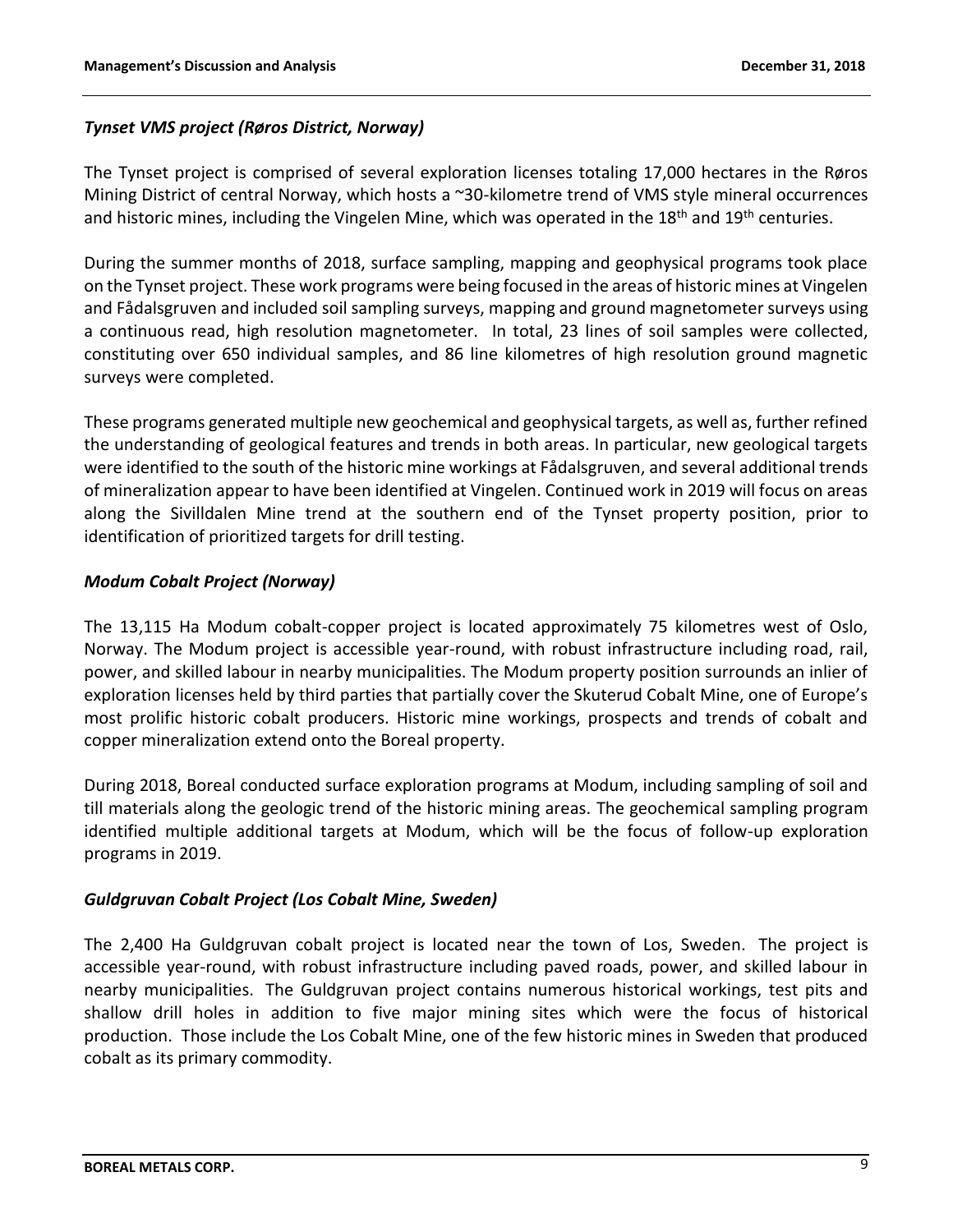### *Tynset VMS project (Røros District, Norway)*

The Tynset project is comprised of several exploration licenses totaling 17,000 hectares in the Røros Mining District of central Norway, which hosts a ~30-kilometre trend of VMS style mineral occurrences and historic mines, including the Vingelen Mine, which was operated in the 18th and 19th centuries.

During the summer months of 2018, surface sampling, mapping and geophysical programs took place on the Tynset project. These work programs were being focused in the areas of historic mines at Vingelen and Fådalsgruven and included soil sampling surveys, mapping and ground magnetometer surveys using a continuous read, high resolution magnetometer. In total, 23 lines of soil samples were collected, constituting over 650 individual samples, and 86 line kilometres of high resolution ground magnetic surveys were completed.

These programs generated multiple new geochemical and geophysical targets, as well as, further refined the understanding of geological features and trends in both areas. In particular, new geological targets were identified to the south of the historic mine workings at Fådalsgruven, and several additional trends of mineralization appear to have been identified at Vingelen. Continued work in 2019 will focus on areas along the Sivilldalen Mine trend at the southern end of the Tynset property position, prior to identification of prioritized targets for drill testing.

### *Modum Cobalt Project (Norway)*

The 13,115 Ha Modum cobalt-copper project is located approximately 75 kilometres west of Oslo, Norway. The Modum project is accessible year-round, with robust infrastructure including road, rail, power, and skilled labour in nearby municipalities. The Modum property position surrounds an inlier of exploration licenses held by third parties that partially cover the Skuterud Cobalt Mine, one of Europe's most prolific historic cobalt producers. Historic mine workings, prospects and trends of cobalt and copper mineralization extend onto the Boreal property.

During 2018, Boreal conducted surface exploration programs at Modum, including sampling of soil and till materials along the geologic trend of the historic mining areas. The geochemical sampling program identified multiple additional targets at Modum, which will be the focus of follow-up exploration programs in 2019.

### *Guldgruvan Cobalt Project (Los Cobalt Mine, Sweden)*

The 2,400 Ha Guldgruvan cobalt project is located near the town of Los, Sweden. The project is accessible year-round, with robust infrastructure including paved roads, power, and skilled labour in nearby municipalities. The Guldgruvan project contains numerous historical workings, test pits and shallow drill holes in addition to five major mining sites which were the focus of historical production. Those include the Los Cobalt Mine, one of the few historic mines in Sweden that produced cobalt as its primary commodity.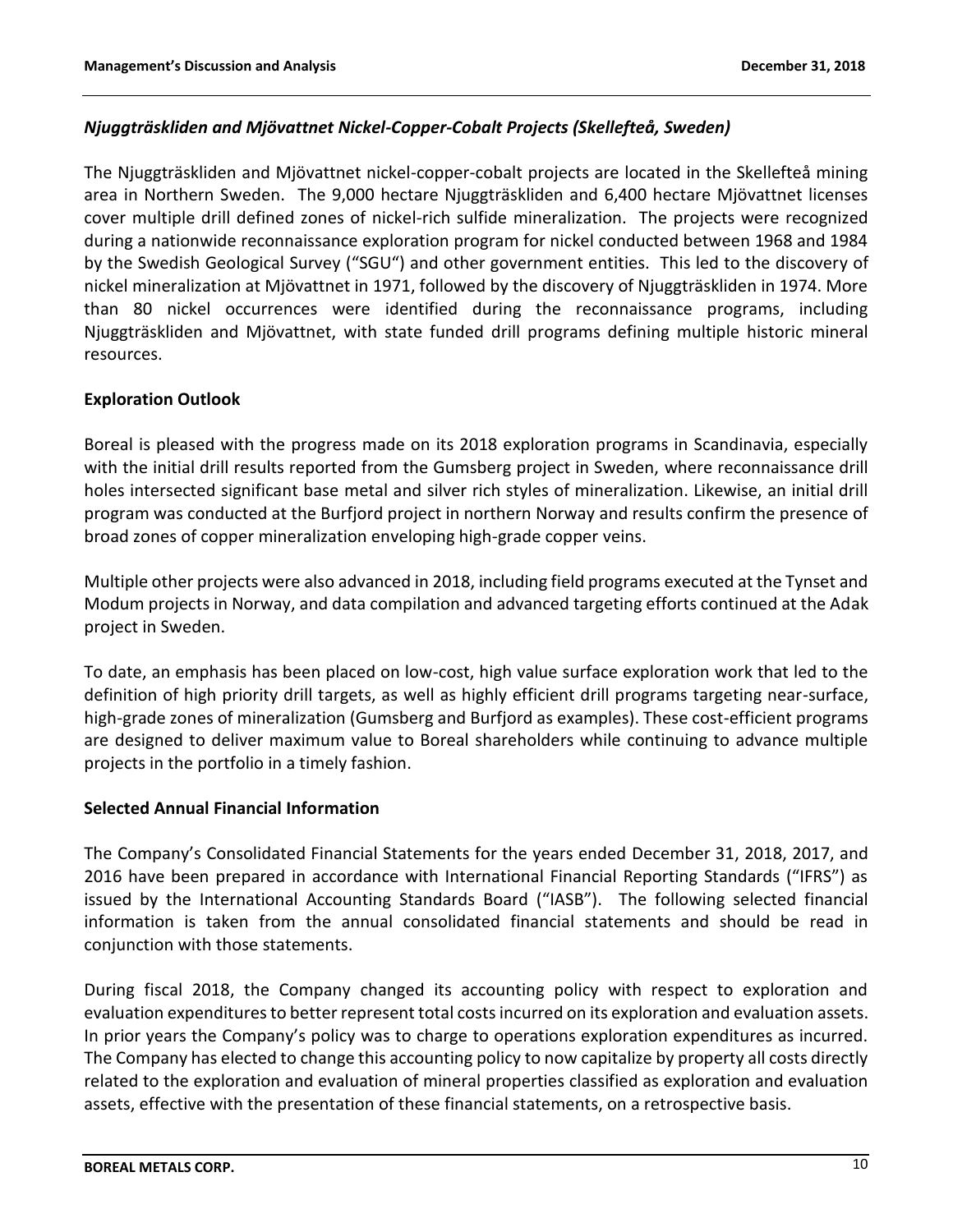### *Njuggträskliden and Mjövattnet Nickel-Copper-Cobalt Projects (Skellefteå, Sweden)*

The Njuggträskliden and Mjövattnet nickel-copper-cobalt projects are located in the Skellefteå mining area in Northern Sweden. The 9,000 hectare Njuggträskliden and 6,400 hectare Mjövattnet licenses cover multiple drill defined zones of nickel-rich sulfide mineralization. The projects were recognized during a nationwide reconnaissance exploration program for nickel conducted between 1968 and 1984 by the Swedish Geological Survey ("SGU") and other government entities. This led to the discovery of nickel mineralization at Mjövattnet in 1971, followed by the discovery of Njuggträskliden in 1974. More than 80 nickel occurrences were identified during the reconnaissance programs, including Njuggträskliden and Mjövattnet, with state funded drill programs defining multiple historic mineral resources.

## Exploration Outlook

Boreal is pleased with the progress made on its 2018 exploration programs in Scandinavia, especially with the initial drill results reported from the Gumsberg project in Sweden, where reconnaissance drill holes intersected significant base metal and silver rich styles of mineralization. Likewise, an initial drill program was conducted at the Burfjord project in northern Norway and results confirm the presence of broad zones of copper mineralization enveloping high-grade copper veins.

Multiple other projects were also advanced in 2018, including field programs executed at the Tynset and Modum projects in Norway, and data compilation and advanced targeting efforts continued at the Adak project in Sweden.

To date, an emphasis has been placed on low-cost, high value surface exploration work that led to the definition of high priority drill targets, as well as highly efficient drill programs targeting near-surface, high-grade zones of mineralization (Gumsberg and Burfjord as examples). These cost-efficient programs are designed to deliver maximum value to Boreal shareholders while continuing to advance multiple projects in the portfolio in a timely fashion.

## Selected Annual Financial Information

The Company's Consolidated Financial Statements for the years ended December 31, 2018, 2017, and 2016 have been prepared in accordance with International Financial Reporting Standards ("IFRS") as issued by the International Accounting Standards Board ("IASB"). The following selected financial information is taken from the annual consolidated financial statements and should be read in conjunction with those statements.

During fiscal 2018, the Company changed its accounting policy with respect to exploration and evaluation expenditures to better represent total costs incurred on its exploration and evaluation assets. In prior years the Company's policy was to charge to operations exploration expenditures as incurred. The Company has elected to change this accounting policy to now capitalize by property all costs directly related to the exploration and evaluation of mineral properties classified as exploration and evaluation assets, effective with the presentation of these financial statements, on a retrospective basis.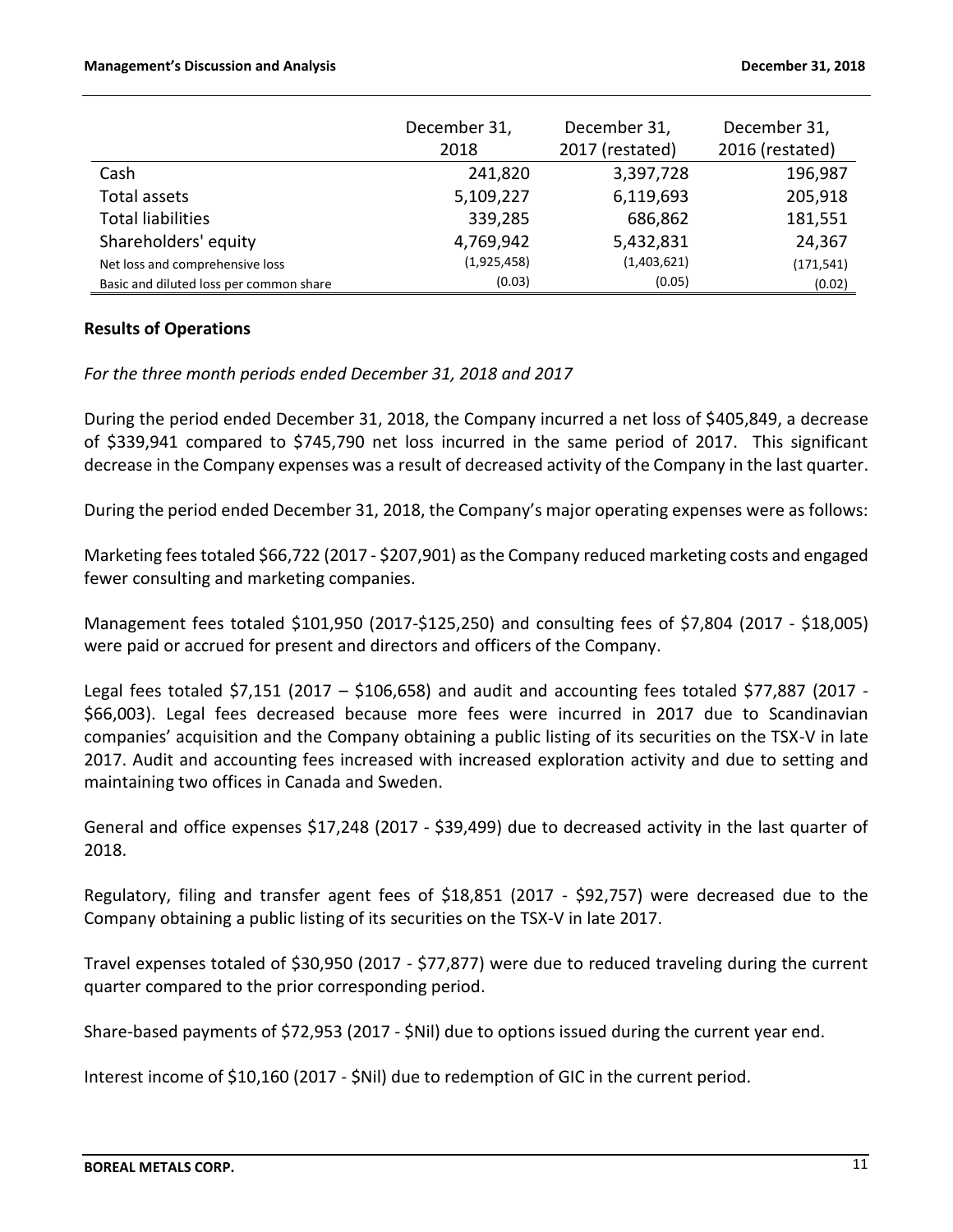| | December 31, 2018 | December 31, 2017 (restated) | December 31, 2016 (restated) |
|---|---|---|---|
| Cash | 241,820 | 3,397,728 | 196,987 |
| Total assets | 5,109,227 | 6,119,693 | 205,918 |
| Total liabilities | 339,285 | 686,862 | 181,551 |
| Shareholders' equity | 4,769,942 | 5,432,831 | 24,367 |
| Net loss and comprehensive loss | (1,925,458) | (1,403,621) | (171,541) |
| Basic and diluted loss per common share | (0.03) | (0.05) | (0.02) |

## Results of Operations

*For the three month periods ended December 31, 2018 and 2017*

During the period ended December 31, 2018, the Company incurred a net loss of $405,849, a decrease of $339,941 compared to $745,790 net loss incurred in the same period of 2017. This significant decrease in the Company expenses was a result of decreased activity of the Company in the last quarter.

During the period ended December 31, 2018, the Company's major operating expenses were as follows:

Marketing fees totaled $66,722 (2017 - $207,901) as the Company reduced marketing costs and engaged fewer consulting and marketing companies.

Management fees totaled $101,950 (2017-$125,250) and consulting fees of $7,804 (2017 - $18,005) were paid or accrued for present and directors and officers of the Company.

Legal fees totaled $7,151 (2017 – $106,658) and audit and accounting fees totaled $77,887 (2017 - $66,003). Legal fees decreased because more fees were incurred in 2017 due to Scandinavian companies' acquisition and the Company obtaining a public listing of its securities on the TSX-V in late 2017. Audit and accounting fees increased with increased exploration activity and due to setting and maintaining two offices in Canada and Sweden.

General and office expenses $17,248 (2017 - $39,499) due to decreased activity in the last quarter of 2018.

Regulatory, filing and transfer agent fees of $18,851 (2017 - $92,757) were decreased due to the Company obtaining a public listing of its securities on the TSX-V in late 2017.

Travel expenses totaled of $30,950 (2017 - $77,877) were due to reduced traveling during the current quarter compared to the prior corresponding period.

Share-based payments of $72,953 (2017 - $Nil) due to options issued during the current year end.

Interest income of $10,160 (2017 - $Nil) due to redemption of GIC in the current period.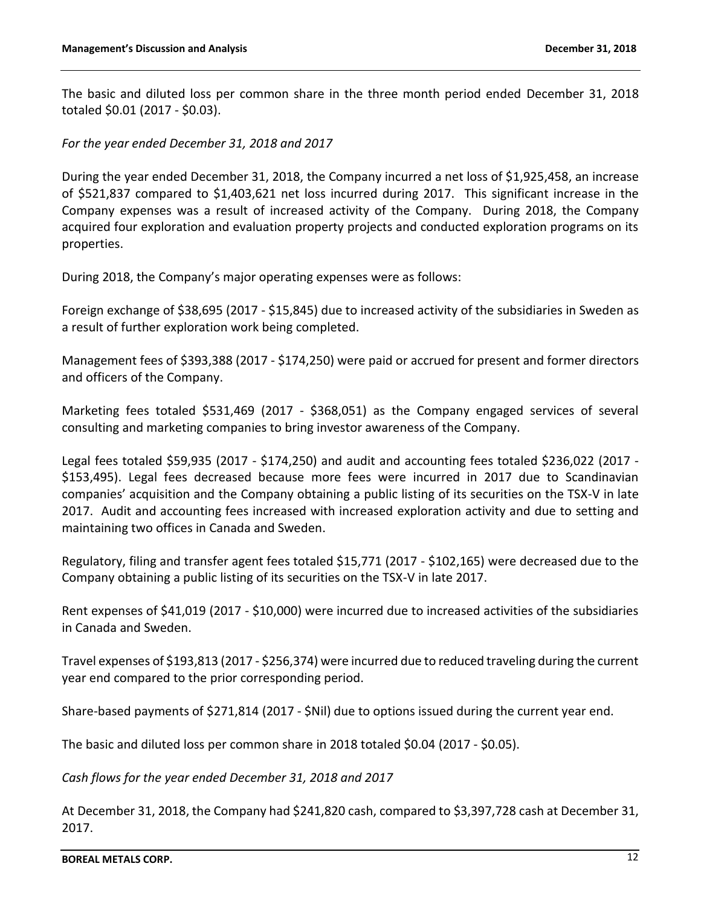The basic and diluted loss per common share in the three month period ended December 31, 2018 totaled $0.01 (2017 - $0.03).

*For the year ended December 31, 2018 and 2017*

During the year ended December 31, 2018, the Company incurred a net loss of $1,925,458, an increase of $521,837 compared to $1,403,621 net loss incurred during 2017. This significant increase in the Company expenses was a result of increased activity of the Company. During 2018, the Company acquired four exploration and evaluation property projects and conducted exploration programs on its properties.

During 2018, the Company's major operating expenses were as follows:

Foreign exchange of $38,695 (2017 - $15,845) due to increased activity of the subsidiaries in Sweden as a result of further exploration work being completed.

Management fees of $393,388 (2017 - $174,250) were paid or accrued for present and former directors and officers of the Company.

Marketing fees totaled $531,469 (2017 - $368,051) as the Company engaged services of several consulting and marketing companies to bring investor awareness of the Company.

Legal fees totaled $59,935 (2017 - $174,250) and audit and accounting fees totaled $236,022 (2017 - $153,495). Legal fees decreased because more fees were incurred in 2017 due to Scandinavian companies' acquisition and the Company obtaining a public listing of its securities on the TSX-V in late 2017. Audit and accounting fees increased with increased exploration activity and due to setting and maintaining two offices in Canada and Sweden.

Regulatory, filing and transfer agent fees totaled $15,771 (2017 - $102,165) were decreased due to the Company obtaining a public listing of its securities on the TSX-V in late 2017.

Rent expenses of $41,019 (2017 - $10,000) were incurred due to increased activities of the subsidiaries in Canada and Sweden.

Travel expenses of $193,813 (2017 - $256,374) were incurred due to reduced traveling during the current year end compared to the prior corresponding period.

Share-based payments of $271,814 (2017 - $Nil) due to options issued during the current year end.

The basic and diluted loss per common share in 2018 totaled $0.04 (2017 - $0.05).

*Cash flows for the year ended December 31, 2018 and 2017*

At December 31, 2018, the Company had $241,820 cash, compared to $3,397,728 cash at December 31, 2017.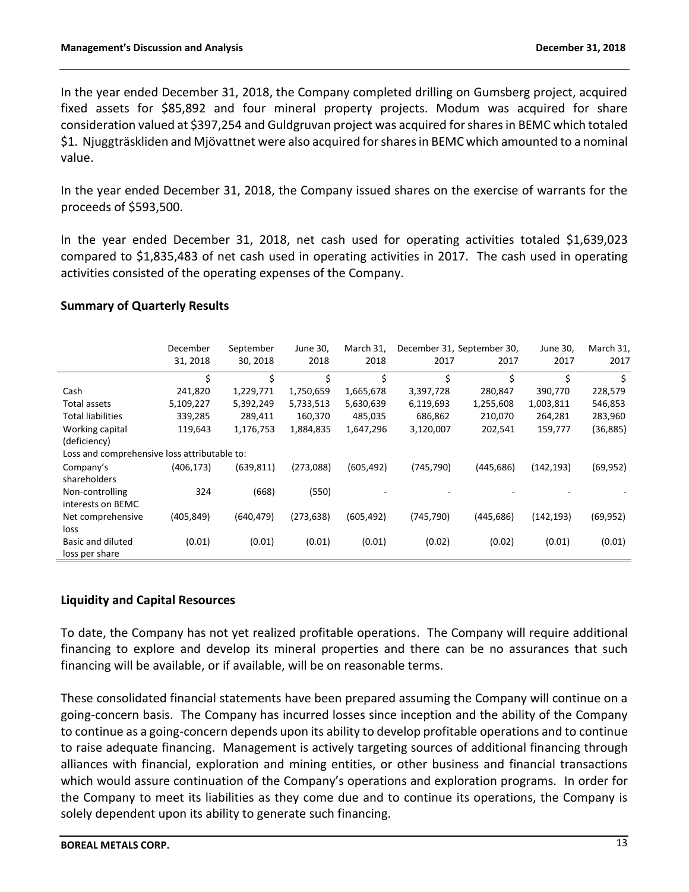In the year ended December 31, 2018, the Company completed drilling on Gumsberg project, acquired fixed assets for $85,892 and four mineral property projects. Modum was acquired for share consideration valued at $397,254 and Guldgruvan project was acquired for shares in BEMC which totaled $1. Njuggträskliden and Mjövattnet were also acquired for shares in BEMC which amounted to a nominal value.

In the year ended December 31, 2018, the Company issued shares on the exercise of warrants for the proceeds of $593,500.

In the year ended December 31, 2018, net cash used for operating activities totaled $1,639,023 compared to $1,835,483 of net cash used in operating activities in 2017. The cash used in operating activities consisted of the operating expenses of the Company.

## Summary of Quarterly Results

| | December 31, 2018 | September 30, 2018 | June 30, 2018 | March 31, 2018 | December 31, 2017 | September 30, 2017 | June 30, 2017 | March 31, 2017 |
|---|---|---|---|---|---|---|---|---|
| | $ | $ | $ | $ | $ | $ | $ | $ |
| Cash | 241,820 | 1,229,771 | 1,750,659 | 1,665,678 | 3,397,728 | 280,847 | 390,770 | 228,579 |
| Total assets | 5,109,227 | 5,392,249 | 5,733,513 | 5,630,639 | 6,119,693 | 1,255,608 | 1,003,811 | 546,853 |
| Total liabilities | 339,285 | 289,411 | 160,370 | 485,035 | 686,862 | 210,070 | 264,281 | 283,960 |
| Working capital (deficiency) | 119,643 | 1,176,753 | 1,884,835 | 1,647,296 | 3,120,007 | 202,541 | 159,777 | (36,885) |
| Loss and comprehensive loss attributable to: | | | | | | | | |
| Company's shareholders | (406,173) | (639,811) | (273,088) | (605,492) | (745,790) | (445,686) | (142,193) | (69,952) |
| Non-controlling interests on BEMC | 324 | (668) | (550) | - | - | - | - | - |
| Net comprehensive loss | (405,849) | (640,479) | (273,638) | (605,492) | (745,790) | (445,686) | (142,193) | (69,952) |
| Basic and diluted loss per share | (0.01) | (0.01) | (0.01) | (0.01) | (0.02) | (0.02) | (0.01) | (0.01) |

## Liquidity and Capital Resources

To date, the Company has not yet realized profitable operations. The Company will require additional financing to explore and develop its mineral properties and there can be no assurances that such financing will be available, or if available, will be on reasonable terms.

These consolidated financial statements have been prepared assuming the Company will continue on a going-concern basis. The Company has incurred losses since inception and the ability of the Company to continue as a going-concern depends upon its ability to develop profitable operations and to continue to raise adequate financing. Management is actively targeting sources of additional financing through alliances with financial, exploration and mining entities, or other business and financial transactions which would assure continuation of the Company's operations and exploration programs. In order for the Company to meet its liabilities as they come due and to continue its operations, the Company is solely dependent upon its ability to generate such financing.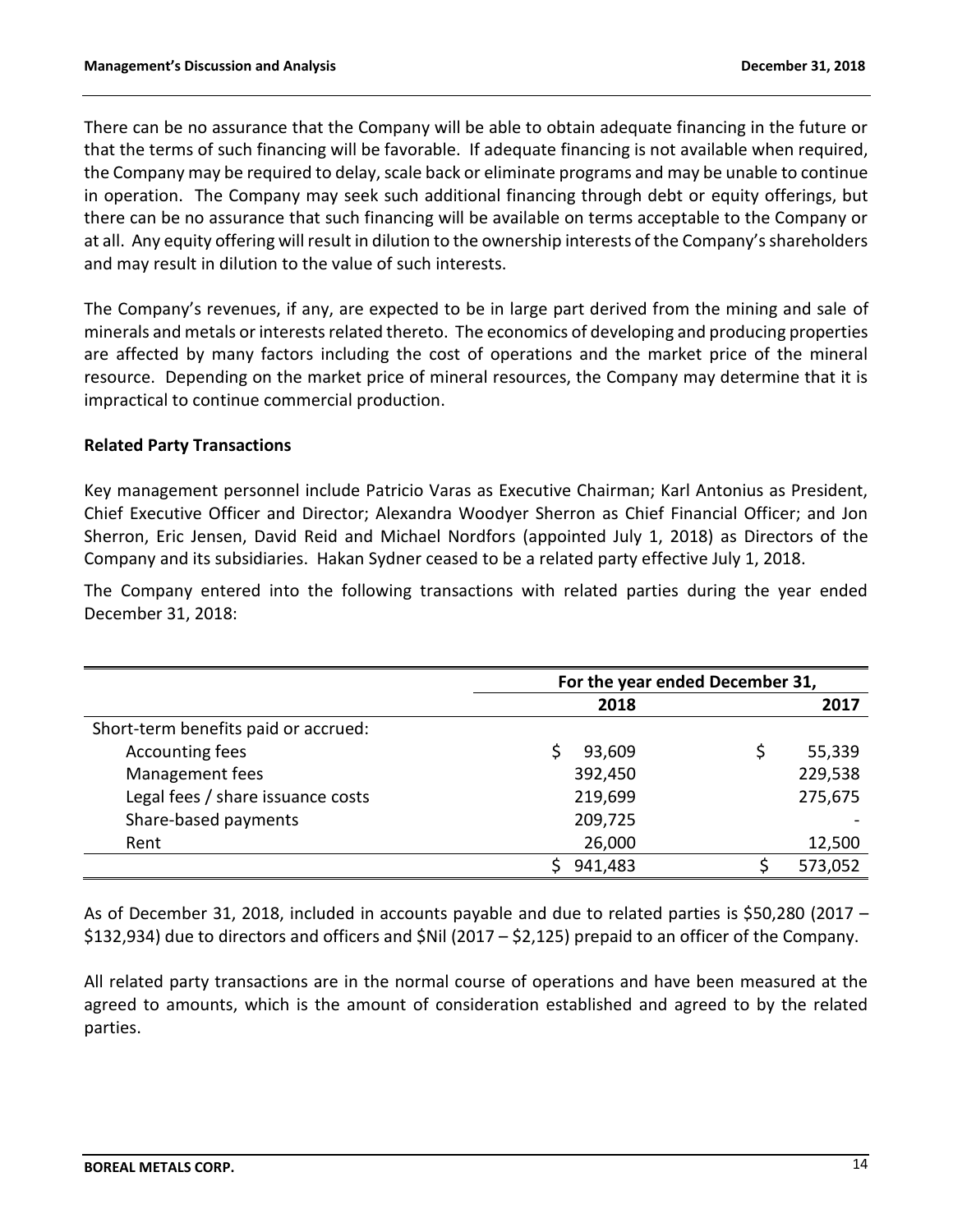There can be no assurance that the Company will be able to obtain adequate financing in the future or that the terms of such financing will be favorable. If adequate financing is not available when required, the Company may be required to delay, scale back or eliminate programs and may be unable to continue in operation. The Company may seek such additional financing through debt or equity offerings, but there can be no assurance that such financing will be available on terms acceptable to the Company or at all. Any equity offering will result in dilution to the ownership interests of the Company's shareholders and may result in dilution to the value of such interests.

The Company's revenues, if any, are expected to be in large part derived from the mining and sale of minerals and metals or interests related thereto. The economics of developing and producing properties are affected by many factors including the cost of operations and the market price of the mineral resource. Depending on the market price of mineral resources, the Company may determine that it is impractical to continue commercial production.

**Related Party Transactions**

Key management personnel include Patricio Varas as Executive Chairman; Karl Antonius as President, Chief Executive Officer and Director; Alexandra Woodyer Sherron as Chief Financial Officer; and Jon Sherron, Eric Jensen, David Reid and Michael Nordfors (appointed July 1, 2018) as Directors of the Company and its subsidiaries. Hakan Sydner ceased to be a related party effective July 1, 2018.

The Company entered into the following transactions with related parties during the year ended December 31, 2018:

| | For the year ended December 31, | |
|---|---|---|
| | 2018 | 2017 |
| Short-term benefits paid or accrued: | | |
| Accounting fees | $ 93,609 | $ 55,339 |
| Management fees | 392,450 | 229,538 |
| Legal fees / share issuance costs | 219,699 | 275,675 |
| Share-based payments | 209,725 | - |
| Rent | 26,000 | 12,500 |
| | $ 941,483 | $ 573,052 |

As of December 31, 2018, included in accounts payable and due to related parties is $50,280 (2017 – $132,934) due to directors and officers and $Nil (2017 – $2,125) prepaid to an officer of the Company.

All related party transactions are in the normal course of operations and have been measured at the agreed to amounts, which is the amount of consideration established and agreed to by the related parties.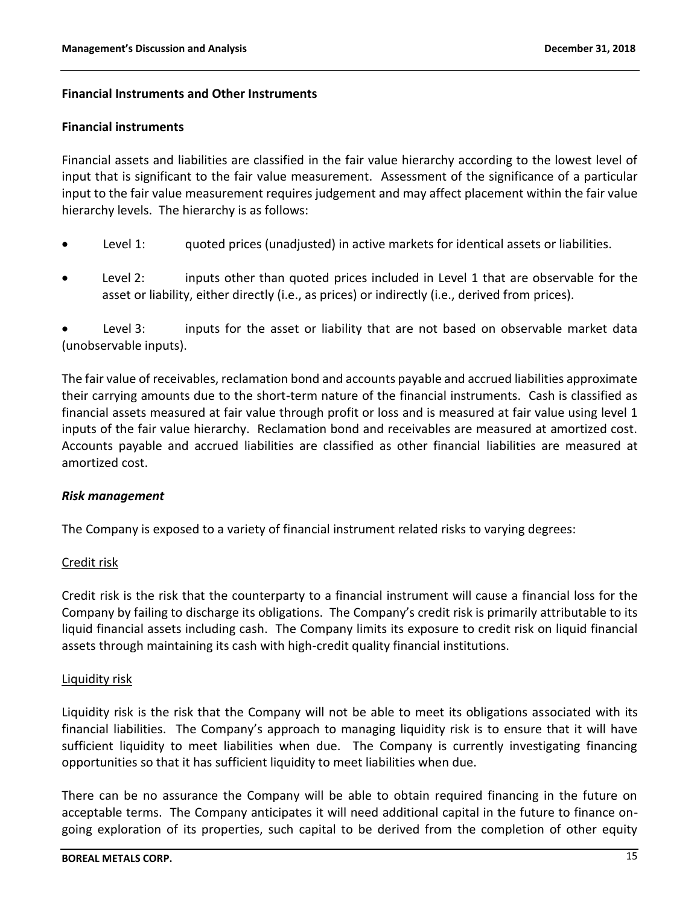## Financial Instruments and Other Instruments

### Financial instruments

Financial assets and liabilities are classified in the fair value hierarchy according to the lowest level of input that is significant to the fair value measurement. Assessment of the significance of a particular input to the fair value measurement requires judgement and may affect placement within the fair value hierarchy levels. The hierarchy is as follows:

- Level 1: quoted prices (unadjusted) in active markets for identical assets or liabilities.
- Level 2: inputs other than quoted prices included in Level 1 that are observable for the asset or liability, either directly (i.e., as prices) or indirectly (i.e., derived from prices).
- Level 3: inputs for the asset or liability that are not based on observable market data (unobservable inputs).

The fair value of receivables, reclamation bond and accounts payable and accrued liabilities approximate their carrying amounts due to the short-term nature of the financial instruments. Cash is classified as financial assets measured at fair value through profit or loss and is measured at fair value using level 1 inputs of the fair value hierarchy. Reclamation bond and receivables are measured at amortized cost. Accounts payable and accrued liabilities are classified as other financial liabilities are measured at amortized cost.

### *Risk management*

The Company is exposed to a variety of financial instrument related risks to varying degrees:

#### Credit risk

Credit risk is the risk that the counterparty to a financial instrument will cause a financial loss for the Company by failing to discharge its obligations. The Company's credit risk is primarily attributable to its liquid financial assets including cash. The Company limits its exposure to credit risk on liquid financial assets through maintaining its cash with high-credit quality financial institutions.

#### Liquidity risk

Liquidity risk is the risk that the Company will not be able to meet its obligations associated with its financial liabilities. The Company's approach to managing liquidity risk is to ensure that it will have sufficient liquidity to meet liabilities when due. The Company is currently investigating financing opportunities so that it has sufficient liquidity to meet liabilities when due.

There can be no assurance the Company will be able to obtain required financing in the future on acceptable terms. The Company anticipates it will need additional capital in the future to finance on-going exploration of its properties, such capital to be derived from the completion of other equity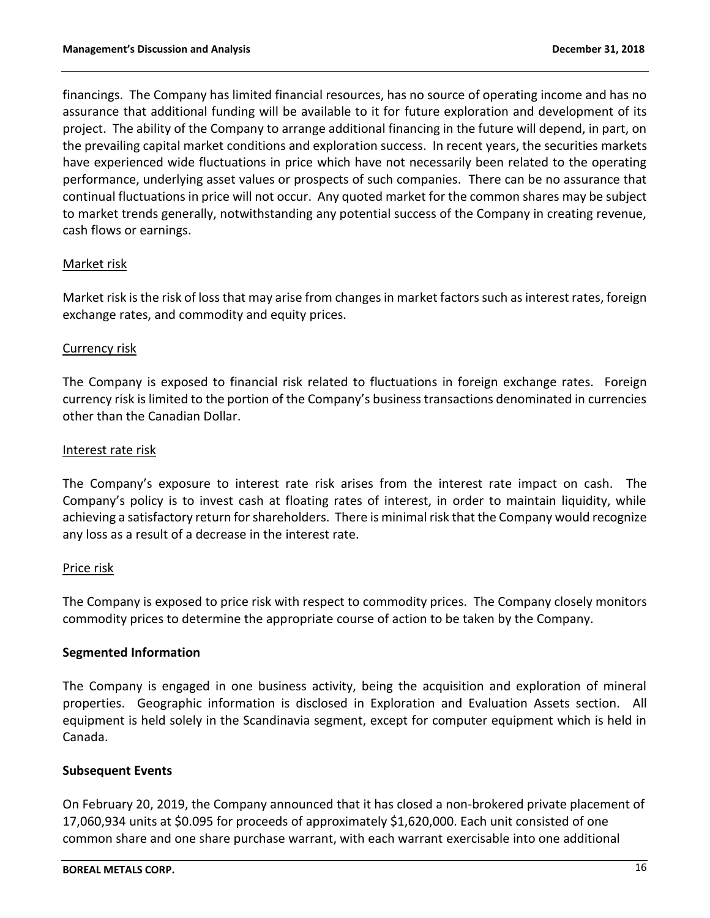financings. The Company has limited financial resources, has no source of operating income and has no assurance that additional funding will be available to it for future exploration and development of its project. The ability of the Company to arrange additional financing in the future will depend, in part, on the prevailing capital market conditions and exploration success. In recent years, the securities markets have experienced wide fluctuations in price which have not necessarily been related to the operating performance, underlying asset values or prospects of such companies. There can be no assurance that continual fluctuations in price will not occur. Any quoted market for the common shares may be subject to market trends generally, notwithstanding any potential success of the Company in creating revenue, cash flows or earnings.

Market risk

Market risk is the risk of loss that may arise from changes in market factors such as interest rates, foreign exchange rates, and commodity and equity prices.

Currency risk

The Company is exposed to financial risk related to fluctuations in foreign exchange rates. Foreign currency risk is limited to the portion of the Company's business transactions denominated in currencies other than the Canadian Dollar.

Interest rate risk

The Company's exposure to interest rate risk arises from the interest rate impact on cash. The Company's policy is to invest cash at floating rates of interest, in order to maintain liquidity, while achieving a satisfactory return for shareholders. There is minimal risk that the Company would recognize any loss as a result of a decrease in the interest rate.

Price risk

The Company is exposed to price risk with respect to commodity prices. The Company closely monitors commodity prices to determine the appropriate course of action to be taken by the Company.

**Segmented Information**

The Company is engaged in one business activity, being the acquisition and exploration of mineral properties. Geographic information is disclosed in Exploration and Evaluation Assets section. All equipment is held solely in the Scandinavia segment, except for computer equipment which is held in Canada.

**Subsequent Events**

On February 20, 2019, the Company announced that it has closed a non-brokered private placement of 17,060,934 units at $0.095 for proceeds of approximately $1,620,000. Each unit consisted of one common share and one share purchase warrant, with each warrant exercisable into one additional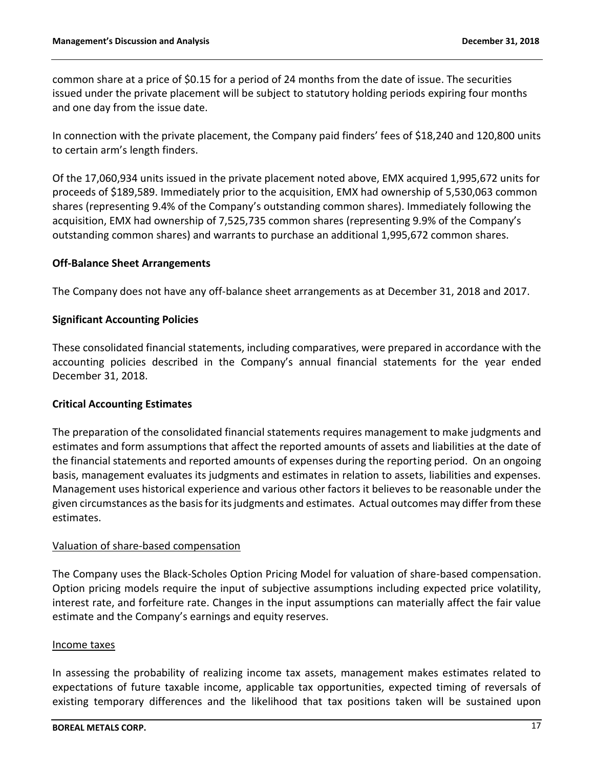common share at a price of $0.15 for a period of 24 months from the date of issue. The securities issued under the private placement will be subject to statutory holding periods expiring four months and one day from the issue date.

In connection with the private placement, the Company paid finders' fees of $18,240 and 120,800 units to certain arm's length finders.

Of the 17,060,934 units issued in the private placement noted above, EMX acquired 1,995,672 units for proceeds of $189,589. Immediately prior to the acquisition, EMX had ownership of 5,530,063 common shares (representing 9.4% of the Company's outstanding common shares). Immediately following the acquisition, EMX had ownership of 7,525,735 common shares (representing 9.9% of the Company's outstanding common shares) and warrants to purchase an additional 1,995,672 common shares.

## Off-Balance Sheet Arrangements

The Company does not have any off-balance sheet arrangements as at December 31, 2018 and 2017.

## Significant Accounting Policies

These consolidated financial statements, including comparatives, were prepared in accordance with the accounting policies described in the Company's annual financial statements for the year ended December 31, 2018.

## Critical Accounting Estimates

The preparation of the consolidated financial statements requires management to make judgments and estimates and form assumptions that affect the reported amounts of assets and liabilities at the date of the financial statements and reported amounts of expenses during the reporting period. On an ongoing basis, management evaluates its judgments and estimates in relation to assets, liabilities and expenses. Management uses historical experience and various other factors it believes to be reasonable under the given circumstances as the basis for its judgments and estimates. Actual outcomes may differ from these estimates.

### Valuation of share-based compensation

The Company uses the Black-Scholes Option Pricing Model for valuation of share-based compensation. Option pricing models require the input of subjective assumptions including expected price volatility, interest rate, and forfeiture rate. Changes in the input assumptions can materially affect the fair value estimate and the Company's earnings and equity reserves.

### Income taxes

In assessing the probability of realizing income tax assets, management makes estimates related to expectations of future taxable income, applicable tax opportunities, expected timing of reversals of existing temporary differences and the likelihood that tax positions taken will be sustained upon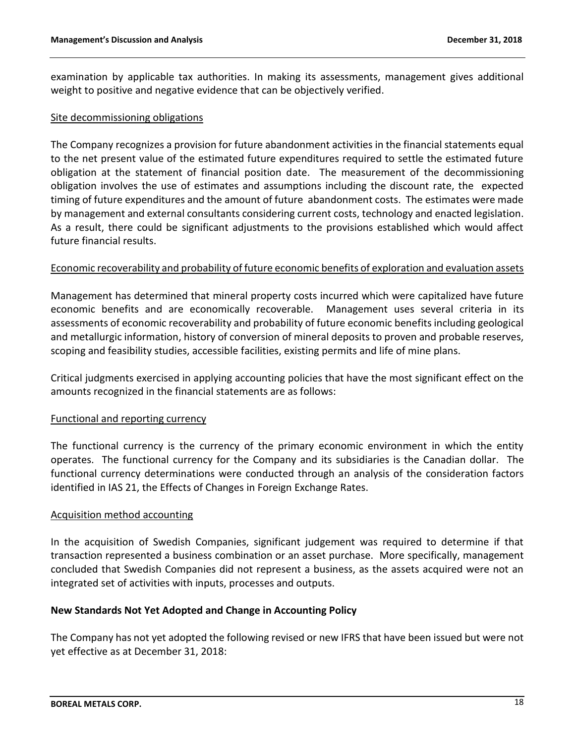examination by applicable tax authorities. In making its assessments, management gives additional weight to positive and negative evidence that can be objectively verified.

Site decommissioning obligations

The Company recognizes a provision for future abandonment activities in the financial statements equal to the net present value of the estimated future expenditures required to settle the estimated future obligation at the statement of financial position date. The measurement of the decommissioning obligation involves the use of estimates and assumptions including the discount rate, the expected timing of future expenditures and the amount of future abandonment costs. The estimates were made by management and external consultants considering current costs, technology and enacted legislation. As a result, there could be significant adjustments to the provisions established which would affect future financial results.

Economic recoverability and probability of future economic benefits of exploration and evaluation assets

Management has determined that mineral property costs incurred which were capitalized have future economic benefits and are economically recoverable. Management uses several criteria in its assessments of economic recoverability and probability of future economic benefits including geological and metallurgic information, history of conversion of mineral deposits to proven and probable reserves, scoping and feasibility studies, accessible facilities, existing permits and life of mine plans.

Critical judgments exercised in applying accounting policies that have the most significant effect on the amounts recognized in the financial statements are as follows:

Functional and reporting currency

The functional currency is the currency of the primary economic environment in which the entity operates. The functional currency for the Company and its subsidiaries is the Canadian dollar. The functional currency determinations were conducted through an analysis of the consideration factors identified in IAS 21, the Effects of Changes in Foreign Exchange Rates.

Acquisition method accounting

In the acquisition of Swedish Companies, significant judgement was required to determine if that transaction represented a business combination or an asset purchase. More specifically, management concluded that Swedish Companies did not represent a business, as the assets acquired were not an integrated set of activities with inputs, processes and outputs.

**New Standards Not Yet Adopted and Change in Accounting Policy**

The Company has not yet adopted the following revised or new IFRS that have been issued but were not yet effective as at December 31, 2018: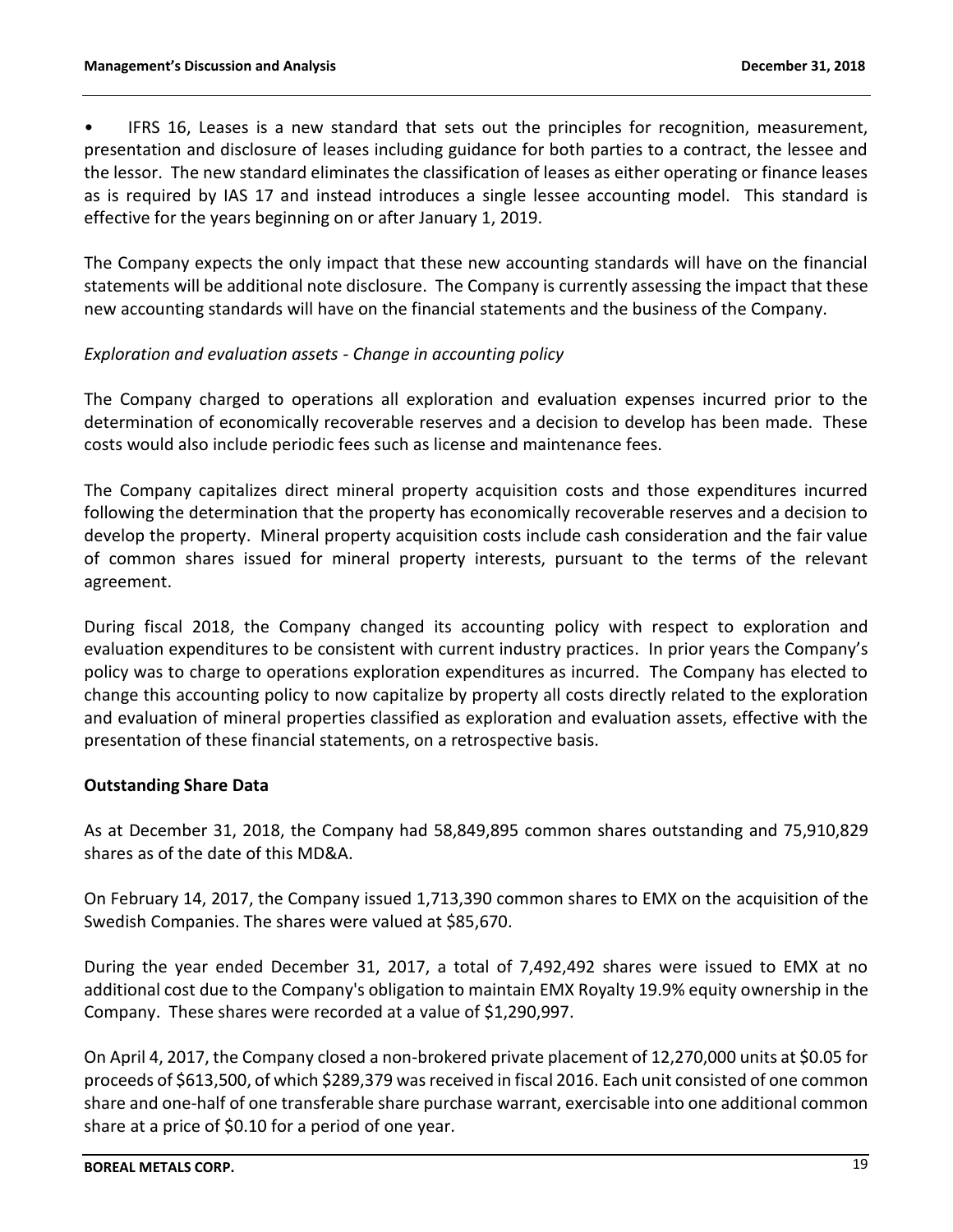- IFRS 16, Leases is a new standard that sets out the principles for recognition, measurement, presentation and disclosure of leases including guidance for both parties to a contract, the lessee and the lessor. The new standard eliminates the classification of leases as either operating or finance leases as is required by IAS 17 and instead introduces a single lessee accounting model. This standard is effective for the years beginning on or after January 1, 2019.

The Company expects the only impact that these new accounting standards will have on the financial statements will be additional note disclosure. The Company is currently assessing the impact that these new accounting standards will have on the financial statements and the business of the Company.

*Exploration and evaluation assets - Change in accounting policy*

The Company charged to operations all exploration and evaluation expenses incurred prior to the determination of economically recoverable reserves and a decision to develop has been made. These costs would also include periodic fees such as license and maintenance fees.

The Company capitalizes direct mineral property acquisition costs and those expenditures incurred following the determination that the property has economically recoverable reserves and a decision to develop the property. Mineral property acquisition costs include cash consideration and the fair value of common shares issued for mineral property interests, pursuant to the terms of the relevant agreement.

During fiscal 2018, the Company changed its accounting policy with respect to exploration and evaluation expenditures to be consistent with current industry practices. In prior years the Company's policy was to charge to operations exploration expenditures as incurred. The Company has elected to change this accounting policy to now capitalize by property all costs directly related to the exploration and evaluation of mineral properties classified as exploration and evaluation assets, effective with the presentation of these financial statements, on a retrospective basis.

## Outstanding Share Data

As at December 31, 2018, the Company had 58,849,895 common shares outstanding and 75,910,829 shares as of the date of this MD&A.

On February 14, 2017, the Company issued 1,713,390 common shares to EMX on the acquisition of the Swedish Companies. The shares were valued at $85,670.

During the year ended December 31, 2017, a total of 7,492,492 shares were issued to EMX at no additional cost due to the Company's obligation to maintain EMX Royalty 19.9% equity ownership in the Company. These shares were recorded at a value of $1,290,997.

On April 4, 2017, the Company closed a non-brokered private placement of 12,270,000 units at $0.05 for proceeds of $613,500, of which $289,379 was received in fiscal 2016. Each unit consisted of one common share and one-half of one transferable share purchase warrant, exercisable into one additional common share at a price of $0.10 for a period of one year.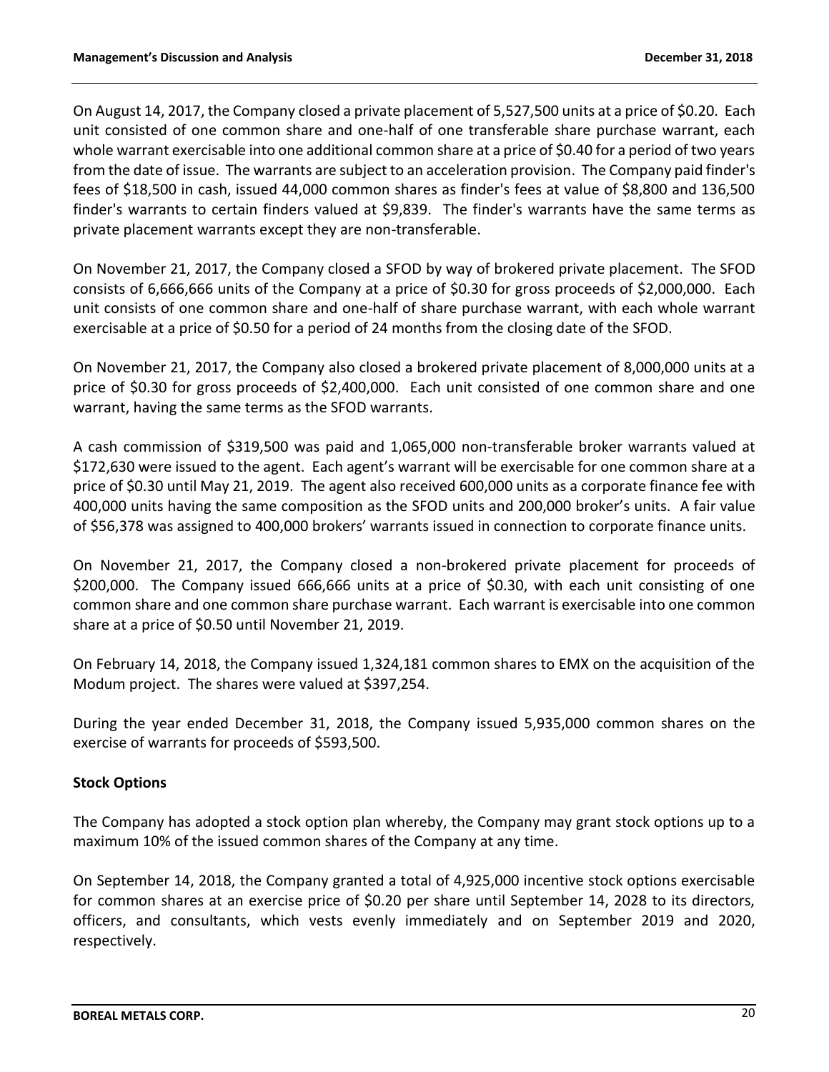On August 14, 2017, the Company closed a private placement of 5,527,500 units at a price of $0.20. Each unit consisted of one common share and one-half of one transferable share purchase warrant, each whole warrant exercisable into one additional common share at a price of $0.40 for a period of two years from the date of issue. The warrants are subject to an acceleration provision. The Company paid finder's fees of $18,500 in cash, issued 44,000 common shares as finder's fees at value of $8,800 and 136,500 finder's warrants to certain finders valued at $9,839. The finder's warrants have the same terms as private placement warrants except they are non-transferable.

On November 21, 2017, the Company closed a SFOD by way of brokered private placement. The SFOD consists of 6,666,666 units of the Company at a price of $0.30 for gross proceeds of $2,000,000. Each unit consists of one common share and one-half of share purchase warrant, with each whole warrant exercisable at a price of $0.50 for a period of 24 months from the closing date of the SFOD.

On November 21, 2017, the Company also closed a brokered private placement of 8,000,000 units at a price of $0.30 for gross proceeds of $2,400,000. Each unit consisted of one common share and one warrant, having the same terms as the SFOD warrants.

A cash commission of $319,500 was paid and 1,065,000 non-transferable broker warrants valued at $172,630 were issued to the agent. Each agent's warrant will be exercisable for one common share at a price of $0.30 until May 21, 2019. The agent also received 600,000 units as a corporate finance fee with 400,000 units having the same composition as the SFOD units and 200,000 broker's units. A fair value of $56,378 was assigned to 400,000 brokers' warrants issued in connection to corporate finance units.

On November 21, 2017, the Company closed a non-brokered private placement for proceeds of $200,000. The Company issued 666,666 units at a price of $0.30, with each unit consisting of one common share and one common share purchase warrant. Each warrant is exercisable into one common share at a price of $0.50 until November 21, 2019.

On February 14, 2018, the Company issued 1,324,181 common shares to EMX on the acquisition of the Modum project. The shares were valued at $397,254.

During the year ended December 31, 2018, the Company issued 5,935,000 common shares on the exercise of warrants for proceeds of $593,500.

**Stock Options**

The Company has adopted a stock option plan whereby, the Company may grant stock options up to a maximum 10% of the issued common shares of the Company at any time.

On September 14, 2018, the Company granted a total of 4,925,000 incentive stock options exercisable for common shares at an exercise price of $0.20 per share until September 14, 2028 to its directors, officers, and consultants, which vests evenly immediately and on September 2019 and 2020, respectively.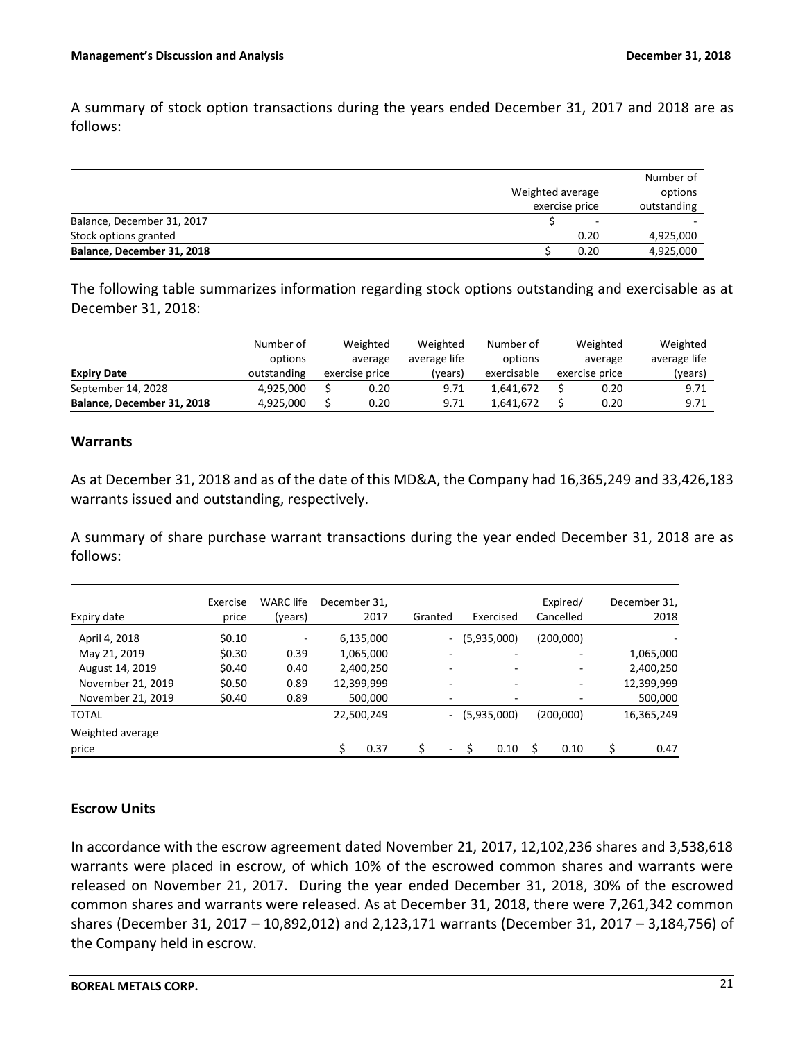A summary of stock option transactions during the years ended December 31, 2017 and 2018 are as follows:

| | Weighted average exercise price | Number of options outstanding |
|---|---|---|
| Balance, December 31, 2017 | $ - | - |
| Stock options granted | 0.20 | 4,925,000 |
| **Balance, December 31, 2018** | **$ 0.20** | **4,925,000** |

The following table summarizes information regarding stock options outstanding and exercisable as at December 31, 2018:

| **Expiry Date** | Number of options outstanding | Weighted average exercise price | Weighted average life (years) | Number of options exercisable | Weighted average exercise price | Weighted average life (years) |
|---|---|---|---|---|---|---|
| September 14, 2028 | 4,925,000 | $ 0.20 | 9.71 | 1,641,672 | $ 0.20 | 9.71 |
| **Balance, December 31, 2018** | 4,925,000 | $ 0.20 | 9.71 | 1,641,672 | $ 0.20 | 9.71 |

## Warrants

As at December 31, 2018 and as of the date of this MD&A, the Company had 16,365,249 and 33,426,183 warrants issued and outstanding, respectively.

A summary of share purchase warrant transactions during the year ended December 31, 2018 are as follows:

| Expiry date | Exercise price | WARC life (years) | December 31, 2017 | Granted | Exercised | Expired/ Cancelled | December 31, 2018 |
|---|---|---|---|---|---|---|---|
| April 4, 2018 | $0.10 | - | 6,135,000 | - | (5,935,000) | (200,000) | - |
| May 21, 2019 | $0.30 | 0.39 | 1,065,000 | - | - | - | 1,065,000 |
| August 14, 2019 | $0.40 | 0.40 | 2,400,250 | - | - | - | 2,400,250 |
| November 21, 2019 | $0.50 | 0.89 | 12,399,999 | - | - | - | 12,399,999 |
| November 21, 2019 | $0.40 | 0.89 | 500,000 | - | - | - | 500,000 |
| TOTAL | | | 22,500,249 | - | (5,935,000) | (200,000) | 16,365,249 |
| Weighted average price | | | $ 0.37 | $ - | $ 0.10 | $ 0.10 | $ 0.47 |

## Escrow Units

In accordance with the escrow agreement dated November 21, 2017, 12,102,236 shares and 3,538,618 warrants were placed in escrow, of which 10% of the escrowed common shares and warrants were released on November 21, 2017. During the year ended December 31, 2018, 30% of the escrowed common shares and warrants were released. As at December 31, 2018, there were 7,261,342 common shares (December 31, 2017 – 10,892,012) and 2,123,171 warrants (December 31, 2017 – 3,184,756) of the Company held in escrow.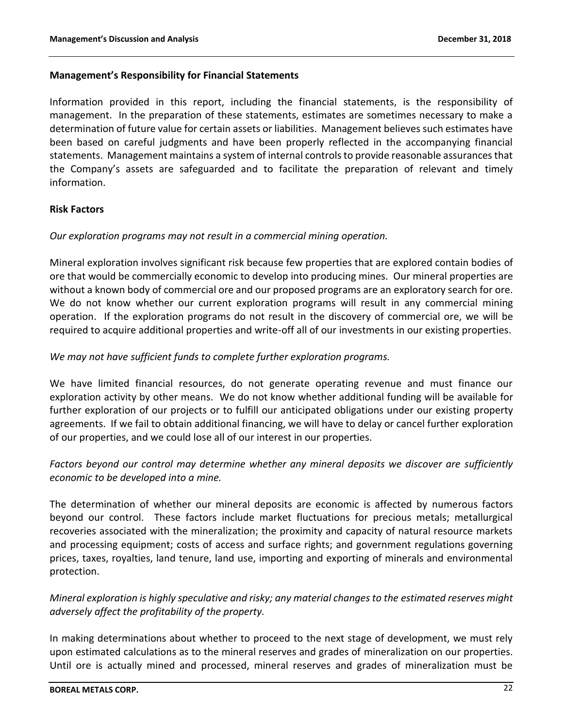## Management's Responsibility for Financial Statements

Information provided in this report, including the financial statements, is the responsibility of management. In the preparation of these statements, estimates are sometimes necessary to make a determination of future value for certain assets or liabilities. Management believes such estimates have been based on careful judgments and have been properly reflected in the accompanying financial statements. Management maintains a system of internal controls to provide reasonable assurances that the Company's assets are safeguarded and to facilitate the preparation of relevant and timely information.

## Risk Factors

*Our exploration programs may not result in a commercial mining operation.*

Mineral exploration involves significant risk because few properties that are explored contain bodies of ore that would be commercially economic to develop into producing mines. Our mineral properties are without a known body of commercial ore and our proposed programs are an exploratory search for ore. We do not know whether our current exploration programs will result in any commercial mining operation. If the exploration programs do not result in the discovery of commercial ore, we will be required to acquire additional properties and write-off all of our investments in our existing properties.

*We may not have sufficient funds to complete further exploration programs.*

We have limited financial resources, do not generate operating revenue and must finance our exploration activity by other means. We do not know whether additional funding will be available for further exploration of our projects or to fulfill our anticipated obligations under our existing property agreements. If we fail to obtain additional financing, we will have to delay or cancel further exploration of our properties, and we could lose all of our interest in our properties.

*Factors beyond our control may determine whether any mineral deposits we discover are sufficiently economic to be developed into a mine.*

The determination of whether our mineral deposits are economic is affected by numerous factors beyond our control. These factors include market fluctuations for precious metals; metallurgical recoveries associated with the mineralization; the proximity and capacity of natural resource markets and processing equipment; costs of access and surface rights; and government regulations governing prices, taxes, royalties, land tenure, land use, importing and exporting of minerals and environmental protection.

*Mineral exploration is highly speculative and risky; any material changes to the estimated reserves might adversely affect the profitability of the property.*

In making determinations about whether to proceed to the next stage of development, we must rely upon estimated calculations as to the mineral reserves and grades of mineralization on our properties. Until ore is actually mined and processed, mineral reserves and grades of mineralization must be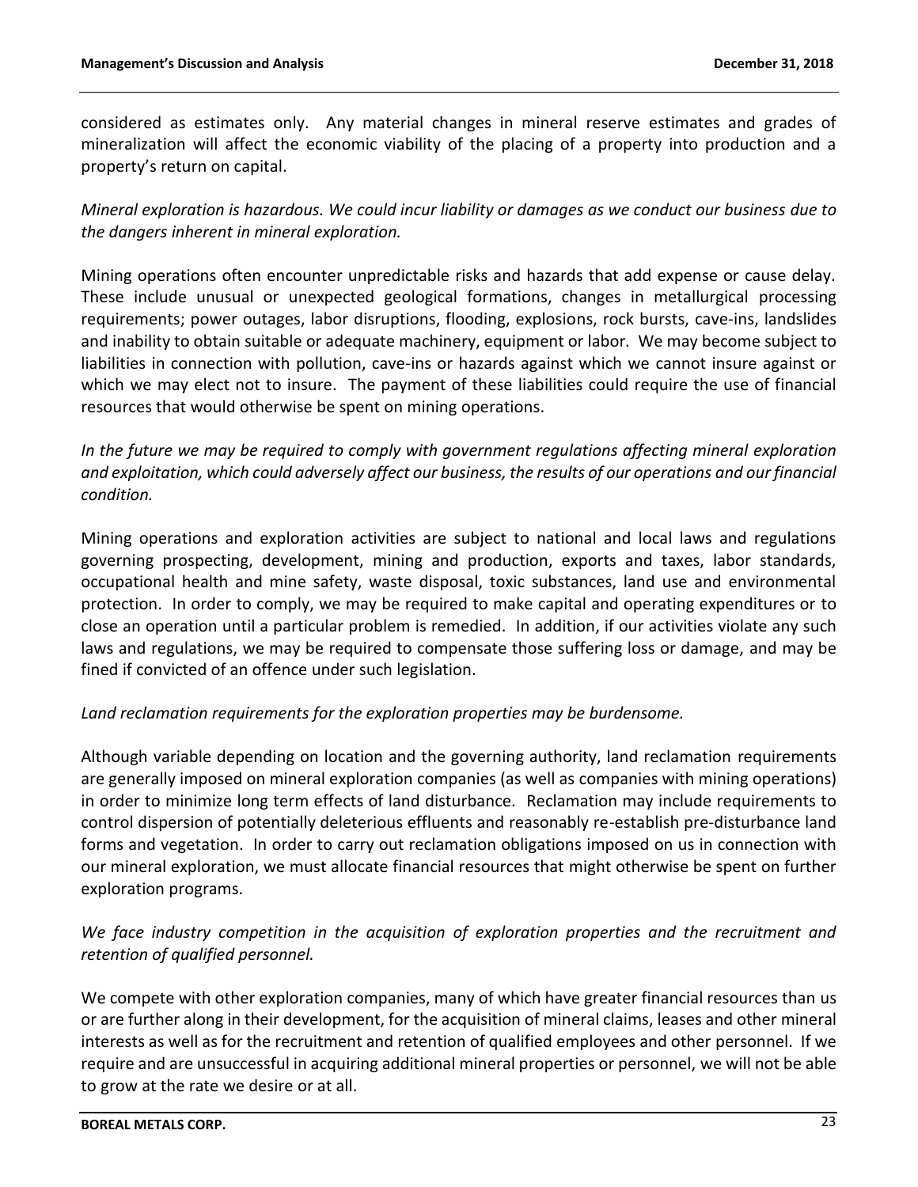considered as estimates only. Any material changes in mineral reserve estimates and grades of mineralization will affect the economic viability of the placing of a property into production and a property's return on capital.

*Mineral exploration is hazardous. We could incur liability or damages as we conduct our business due to the dangers inherent in mineral exploration.*

Mining operations often encounter unpredictable risks and hazards that add expense or cause delay. These include unusual or unexpected geological formations, changes in metallurgical processing requirements; power outages, labor disruptions, flooding, explosions, rock bursts, cave-ins, landslides and inability to obtain suitable or adequate machinery, equipment or labor. We may become subject to liabilities in connection with pollution, cave-ins or hazards against which we cannot insure against or which we may elect not to insure. The payment of these liabilities could require the use of financial resources that would otherwise be spent on mining operations.

*In the future we may be required to comply with government regulations affecting mineral exploration and exploitation, which could adversely affect our business, the results of our operations and our financial condition.*

Mining operations and exploration activities are subject to national and local laws and regulations governing prospecting, development, mining and production, exports and taxes, labor standards, occupational health and mine safety, waste disposal, toxic substances, land use and environmental protection. In order to comply, we may be required to make capital and operating expenditures or to close an operation until a particular problem is remedied. In addition, if our activities violate any such laws and regulations, we may be required to compensate those suffering loss or damage, and may be fined if convicted of an offence under such legislation.

*Land reclamation requirements for the exploration properties may be burdensome.*

Although variable depending on location and the governing authority, land reclamation requirements are generally imposed on mineral exploration companies (as well as companies with mining operations) in order to minimize long term effects of land disturbance. Reclamation may include requirements to control dispersion of potentially deleterious effluents and reasonably re-establish pre-disturbance land forms and vegetation. In order to carry out reclamation obligations imposed on us in connection with our mineral exploration, we must allocate financial resources that might otherwise be spent on further exploration programs.

*We face industry competition in the acquisition of exploration properties and the recruitment and retention of qualified personnel.*

We compete with other exploration companies, many of which have greater financial resources than us or are further along in their development, for the acquisition of mineral claims, leases and other mineral interests as well as for the recruitment and retention of qualified employees and other personnel. If we require and are unsuccessful in acquiring additional mineral properties or personnel, we will not be able to grow at the rate we desire or at all.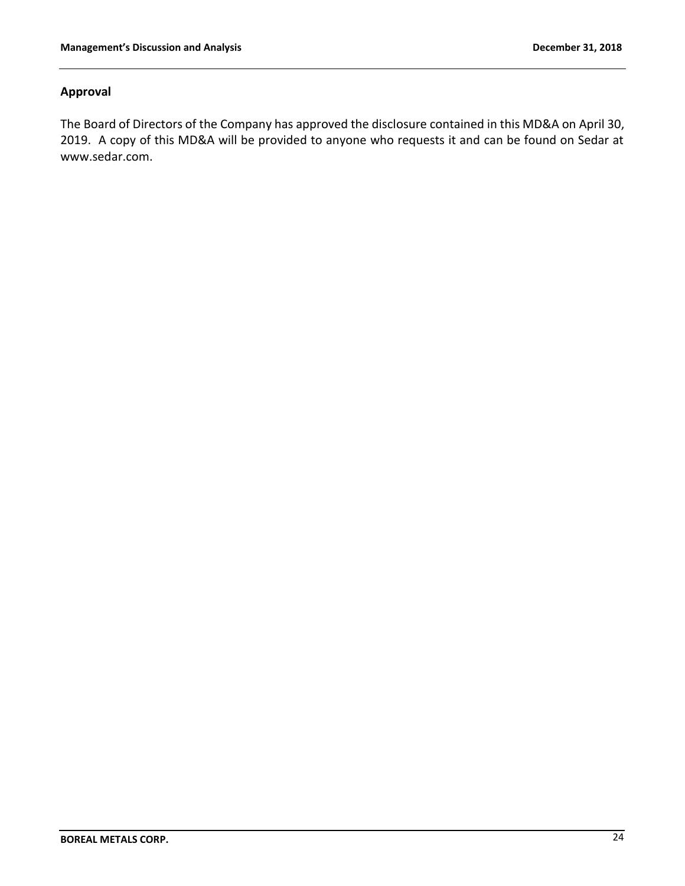## Approval

The Board of Directors of the Company has approved the disclosure contained in this MD&A on April 30, 2019. A copy of this MD&A will be provided to anyone who requests it and can be found on Sedar at www.sedar.com.